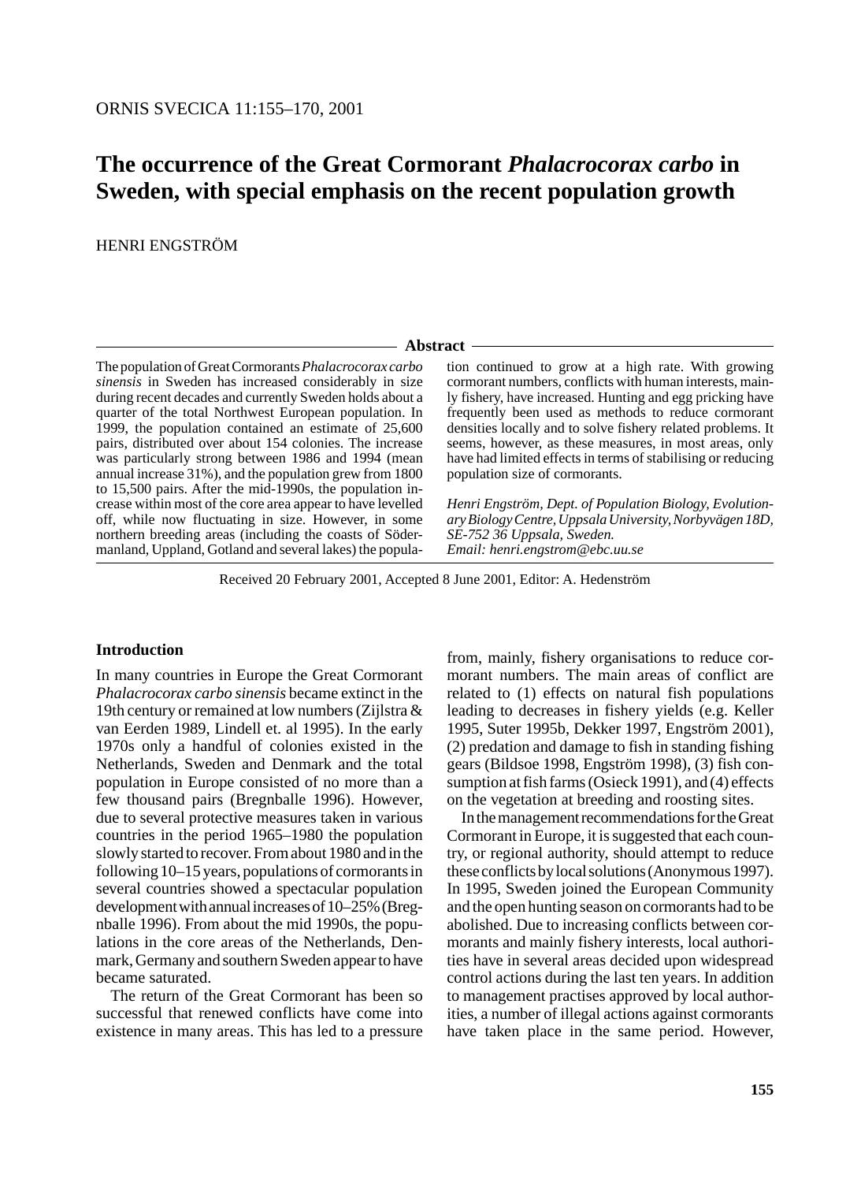# The occurrence of the Great Cormorant *Phalacrocorax carbo* in Sweden, with special emphasis on the recent population growth

HENRI ENGSTRÖM

## Abstract

The population of Great Cormorants *Phalacrocorax carbo sinensis* in Sweden has increased considerably in size during recent decades and currently Sweden holds about a quarter of the total Northwest European population. In 1999, the population contained an estimate of 25,600 pairs, distributed over about 154 colonies. The increase was particularly strong between 1986 and 1994 (mean annual increase 31%), and the population grew from 1800 to 15,500 pairs. After the mid-1990s, the population increase within most of the core area appear to have levelled off, while now fluctuating in size. However, in some northern breeding areas (including the coasts of Södermanland, Uppland, Gotland and several lakes) the population continued to grow at a high rate. With growing cormorant numbers, conflicts with human interests, mainly fishery, have increased. Hunting and egg pricking have frequently been used as methods to reduce cormorant densities locally and to solve fishery related problems. It seems, however, as these measures, in most areas, only have had limited effects in terms of stabilising or reducing population size of cormorants.

*Henri Engström, Dept. of Population Biology, Evolutionary Biology Centre, Uppsala University, Norbyvägen 18D, SE-752 36 Uppsala, Sweden.*
*Email: henri.engstrom@ebc.uu.se*

Received 20 February 2001, Accepted 8 June 2001, Editor: A. Hedenström

## Introduction

In many countries in Europe the Great Cormorant *Phalacrocorax carbo sinensis* became extinct in the 19th century or remained at low numbers (Zijlstra & van Eerden 1989, Lindell et. al 1995). In the early 1970s only a handful of colonies existed in the Netherlands, Sweden and Denmark and the total population in Europe consisted of no more than a few thousand pairs (Bregnballe 1996). However, due to several protective measures taken in various countries in the period 1965–1980 the population slowly started to recover. From about 1980 and in the following 10–15 years, populations of cormorants in several countries showed a spectacular population development with annual increases of 10–25% (Bregnballe 1996). From about the mid 1990s, the populations in the core areas of the Netherlands, Denmark, Germany and southern Sweden appear to have became saturated.

The return of the Great Cormorant has been so successful that renewed conflicts have come into existence in many areas. This has led to a pressure from, mainly, fishery organisations to reduce cormorant numbers. The main areas of conflict are related to (1) effects on natural fish populations leading to decreases in fishery yields (e.g. Keller 1995, Suter 1995b, Dekker 1997, Engström 2001), (2) predation and damage to fish in standing fishing gears (Bildsoe 1998, Engström 1998), (3) fish consumption at fish farms (Osieck 1991), and (4) effects on the vegetation at breeding and roosting sites.

In the management recommendations for the Great Cormorant in Europe, it is suggested that each country, or regional authority, should attempt to reduce these conflicts by local solutions (Anonymous 1997). In 1995, Sweden joined the European Community and the open hunting season on cormorants had to be abolished. Due to increasing conflicts between cormorants and mainly fishery interests, local authorities have in several areas decided upon widespread control actions during the last ten years. In addition to management practises approved by local authorities, a number of illegal actions against cormorants have taken place in the same period. However,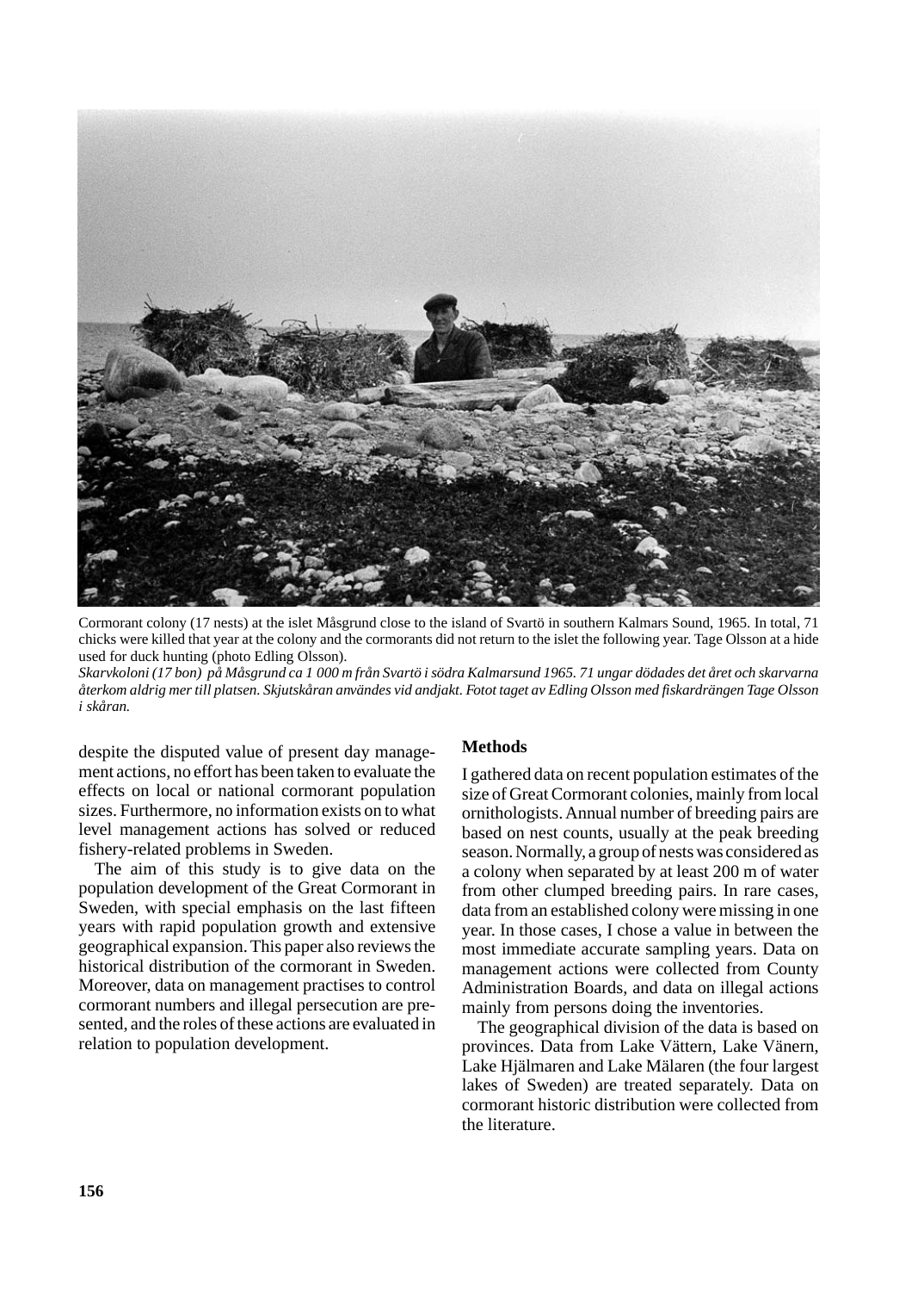Cormorant colony (17 nests) at the islet Måsgrund close to the island of Svartö in southern Kalmars Sound, 1965. In total, 71 chicks were killed that year at the colony and the cormorants did not return to the islet the following year. Tage Olsson at a hide used for duck hunting (photo Edling Olsson).

*Skarvkoloni (17 bon) på Måsgrund ca 1 000 m från Svartö i södra Kalmarsund 1965. 71 ungar dödades det året och skarvarna återkom aldrig mer till platsen. Skjutskåran användes vid andjakt. Fotot taget av Edling Olsson med fiskardrängen Tage Olsson i skåran.*

despite the disputed value of present day management actions, no effort has been taken to evaluate the effects on local or national cormorant population sizes. Furthermore, no information exists on to what level management actions has solved or reduced fishery-related problems in Sweden.

The aim of this study is to give data on the population development of the Great Cormorant in Sweden, with special emphasis on the last fifteen years with rapid population growth and extensive geographical expansion. This paper also reviews the historical distribution of the cormorant in Sweden. Moreover, data on management practises to control cormorant numbers and illegal persecution are presented, and the roles of these actions are evaluated in relation to population development.

## Methods

I gathered data on recent population estimates of the size of Great Cormorant colonies, mainly from local ornithologists. Annual number of breeding pairs are based on nest counts, usually at the peak breeding season. Normally, a group of nests was considered as a colony when separated by at least 200 m of water from other clumped breeding pairs. In rare cases, data from an established colony were missing in one year. In those cases, I chose a value in between the most immediate accurate sampling years. Data on management actions were collected from County Administration Boards, and data on illegal actions mainly from persons doing the inventories.

The geographical division of the data is based on provinces. Data from Lake Vättern, Lake Vänern, Lake Hjälmaren and Lake Mälaren (the four largest lakes of Sweden) are treated separately. Data on cormorant historic distribution were collected from the literature.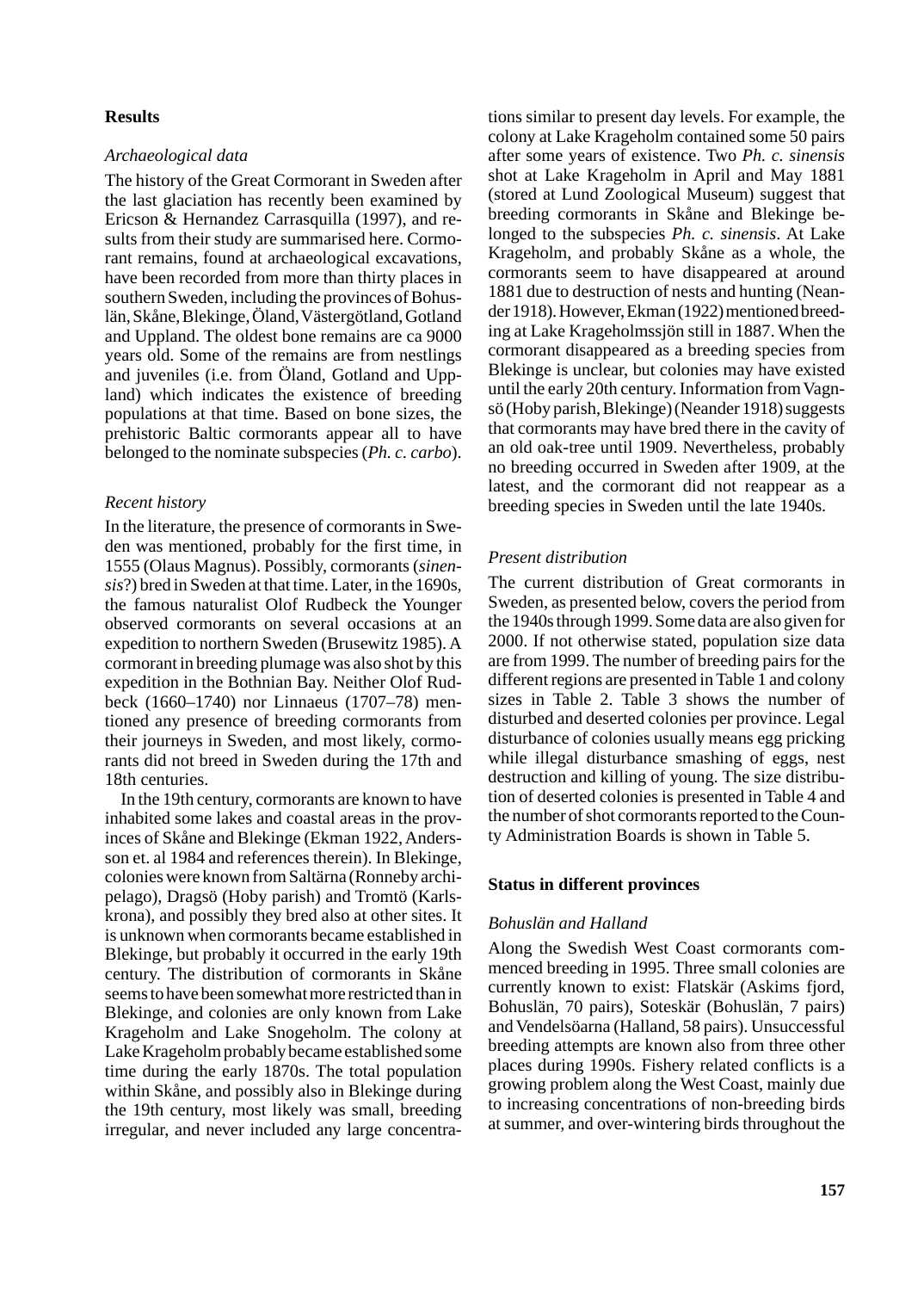## Results

### *Archaeological data*

The history of the Great Cormorant in Sweden after the last glaciation has recently been examined by Ericson & Hernandez Carrasquilla (1997), and results from their study are summarised here. Cormorant remains, found at archaeological excavations, have been recorded from more than thirty places in southern Sweden, including the provinces of Bohuslän, Skåne, Blekinge, Öland, Västergötland, Gotland and Uppland. The oldest bone remains are ca 9000 years old. Some of the remains are from nestlings and juveniles (i.e. from Öland, Gotland and Uppland) which indicates the existence of breeding populations at that time. Based on bone sizes, the prehistoric Baltic cormorants appear all to have belonged to the nominate subspecies (*Ph. c. carbo*).

### *Recent history*

In the literature, the presence of cormorants in Sweden was mentioned, probably for the first time, in 1555 (Olaus Magnus). Possibly, cormorants (*sinensis*?) bred in Sweden at that time. Later, in the 1690s, the famous naturalist Olof Rudbeck the Younger observed cormorants on several occasions at an expedition to northern Sweden (Brusewitz 1985). A cormorant in breeding plumage was also shot by this expedition in the Bothnian Bay. Neither Olof Rudbeck (1660–1740) nor Linnaeus (1707–78) mentioned any presence of breeding cormorants from their journeys in Sweden, and most likely, cormorants did not breed in Sweden during the 17th and 18th centuries.

In the 19th century, cormorants are known to have inhabited some lakes and coastal areas in the provinces of Skåne and Blekinge (Ekman 1922, Andersson et. al 1984 and references therein). In Blekinge, colonies were known from Saltärna (Ronneby archipelago), Dragsö (Hoby parish) and Tromtö (Karlskrona), and possibly they bred also at other sites. It is unknown when cormorants became established in Blekinge, but probably it occurred in the early 19th century. The distribution of cormorants in Skåne seems to have been somewhat more restricted than in Blekinge, and colonies are only known from Lake Krageholm and Lake Snogeholm. The colony at Lake Krageholm probably became established some time during the early 1870s. The total population within Skåne, and possibly also in Blekinge during the 19th century, most likely was small, breeding irregular, and never included any large concentrations similar to present day levels. For example, the colony at Lake Krageholm contained some 50 pairs after some years of existence. Two *Ph. c. sinensis* shot at Lake Krageholm in April and May 1881 (stored at Lund Zoological Museum) suggest that breeding cormorants in Skåne and Blekinge belonged to the subspecies *Ph. c. sinensis*. At Lake Krageholm, and probably Skåne as a whole, the cormorants seem to have disappeared at around 1881 due to destruction of nests and hunting (Neander 1918). However, Ekman (1922) mentioned breeding at Lake Krageholmssjön still in 1887. When the cormorant disappeared as a breeding species from Blekinge is unclear, but colonies may have existed until the early 20th century. Information from Vagnsö (Hoby parish, Blekinge) (Neander 1918) suggests that cormorants may have bred there in the cavity of an old oak-tree until 1909. Nevertheless, probably no breeding occurred in Sweden after 1909, at the latest, and the cormorant did not reappear as a breeding species in Sweden until the late 1940s.

### *Present distribution*

The current distribution of Great cormorants in Sweden, as presented below, covers the period from the 1940s through 1999. Some data are also given for 2000. If not otherwise stated, population size data are from 1999. The number of breeding pairs for the different regions are presented in Table 1 and colony sizes in Table 2. Table 3 shows the number of disturbed and deserted colonies per province. Legal disturbance of colonies usually means egg pricking while illegal disturbance smashing of eggs, nest destruction and killing of young. The size distribution of deserted colonies is presented in Table 4 and the number of shot cormorants reported to the County Administration Boards is shown in Table 5.

## Status in different provinces

### *Bohuslän and Halland*

Along the Swedish West Coast cormorants commenced breeding in 1995. Three small colonies are currently known to exist: Flatskär (Askims fjord, Bohuslän, 70 pairs), Soteskär (Bohuslän, 7 pairs) and Vendelsöarna (Halland, 58 pairs). Unsuccessful breeding attempts are known also from three other places during 1990s. Fishery related conflicts is a growing problem along the West Coast, mainly due to increasing concentrations of non-breeding birds at summer, and over-wintering birds throughout the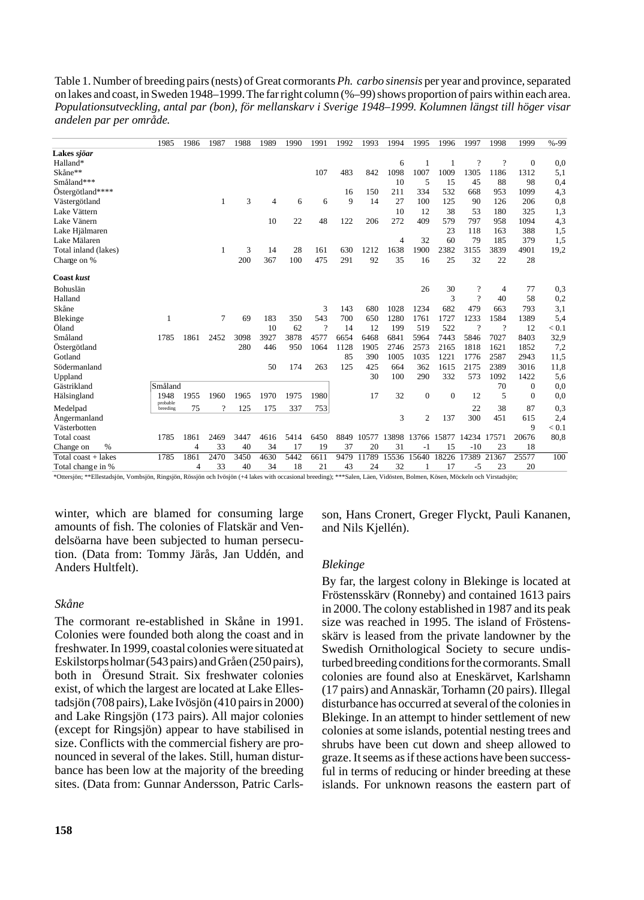Table 1. Number of breeding pairs (nests) of Great cormorants *Ph. carbo sinensis* per year and province, separated on lakes and coast, in Sweden 1948–1999. The far right column (%–99) shows proportion of pairs within each area. *Populationsutveckling, antal par (bon), för mellanskarv i Sverige 1948–1999. Kolumnen längst till höger visar andelen par per område.*

| | 1985 | 1986 | 1987 | 1988 | 1989 | 1990 | 1991 | 1992 | 1993 | 1994 | 1995 | 1996 | 1997 | 1998 | 1999 | %-99 |
|---|---|---|---|---|---|---|---|---|---|---|---|---|---|---|---|---|
| **Lakes *sjöar*** | | | | | | | | | | | | | | | | |
| Halland* | | | | | | | | | | 6 | 1 | 1 | ? | ? | 0 | 0,0 |
| Skåne** | | | | | | | 107 | 483 | 842 | 1098 | 1007 | 1009 | 1305 | 1186 | 1312 | 5,1 |
| Småland*** | | | | | | | | | | 10 | 5 | 15 | 45 | 88 | 98 | 0,4 |
| Östergötland**** | | | | | | | | 16 | 150 | 211 | 334 | 532 | 668 | 953 | 1099 | 4,3 |
| Västergötland | | | 1 | 3 | 4 | 6 | 6 | 9 | 14 | 27 | 100 | 125 | 90 | 126 | 206 | 0,8 |
| Lake Vättern | | | | | | | | | | 10 | 12 | 38 | 53 | 180 | 325 | 1,3 |
| Lake Vänern | | | | | 10 | 22 | 48 | 122 | 206 | 272 | 409 | 579 | 797 | 958 | 1094 | 4,3 |
| Lake Hjälmaren | | | | | | | | | | | | 23 | 118 | 163 | 388 | 1,5 |
| Lake Mälaren | | | | | | | | | | 4 | 32 | 60 | 79 | 185 | 379 | 1,5 |
| Total inland (lakes) | | | 1 | 3 | 14 | 28 | 161 | 630 | 1212 | 1638 | 1900 | 2382 | 3155 | 3839 | 4901 | 19,2 |
| Change on % | | | | 200 | 367 | 100 | 475 | 291 | 92 | 35 | 16 | 25 | 32 | 22 | 28 | |
| **Coast *kust*** | | | | | | | | | | | | | | | | |
| Bohuslän | | | | | | | | | | | 26 | 30 | ? | 4 | 77 | 0,3 |
| Halland | | | | | | | | | | | | 3 | ? | 40 | 58 | 0,2 |
| Skåne | | | | | | | 3 | 143 | 680 | 1028 | 1234 | 682 | 479 | 663 | 793 | 3,1 |
| Blekinge | 1 | | 7 | 69 | 183 | 350 | 543 | 700 | 650 | 1280 | 1761 | 1727 | 1233 | 1584 | 1389 | 5,4 |
| Öland | | | | | 10 | 62 | ? | 14 | 12 | 199 | 519 | 522 | ? | ? | 12 | < 0.1 |
| Småland | 1785 | 1861 | 2452 | 3098 | 3927 | 3878 | 4577 | 6654 | 6468 | 6841 | 5964 | 7443 | 5846 | 7027 | 8403 | 32,9 |
| Östergötland | | | | 280 | 446 | 950 | 1064 | 1128 | 1905 | 2746 | 2573 | 2165 | 1818 | 1621 | 1852 | 7,2 |
| Gotland | | | | | | | | 85 | 390 | 1005 | 1035 | 1221 | 1776 | 2587 | 2943 | 11,5 |
| Södermanland | | | | | 50 | 174 | 263 | 125 | 425 | 664 | 362 | 1615 | 2175 | 2389 | 3016 | 11,8 |
| Uppland | | | | | | | | | 30 | 100 | 290 | 332 | 573 | 1092 | 1422 | 5,6 |
| Gästrikland | | | | | | | | | | | | | | 70 | 0 | 0,0 |
| Hälsingland | | | | | | | | | 17 | 32 | 0 | 0 | 12 | 5 | 0 | 0,0 |
| Medelpad | | | | | | | | | | | | | 22 | 38 | 87 | 0,3 |
| Ångermanland | | | | | | | | | | 3 | 2 | 137 | 300 | 451 | 615 | 2,4 |
| Västerbotten | | | | | | | | | | | | | | | 9 | < 0.1 |
| Total coast | 1785 | 1861 | 2469 | 3447 | 4616 | 5414 | 6450 | 8849 | 10577 | 13898 | 13766 | 15877 | 14234 | 17571 | 20676 | 80,8 |
| Change on % | | 4 | 33 | 40 | 34 | 17 | 19 | 37 | 20 | 31 | -1 | 15 | -10 | 23 | 18 | |
| Total coast + lakes | 1785 | 1861 | 2470 | 3450 | 4630 | 5442 | 6611 | 9479 | 11789 | 15536 | 15640 | 18226 | 17389 | 21367 | 25577 | 100 |
| Total change in % | | 4 | 33 | 40 | 34 | 18 | 21 | 43 | 24 | 32 | 1 | 17 | -5 | 23 | 20 | |

| Småland | 1948 | 1955 | 1960 | 1965 | 1970 | 1975 | 1980 |
|---|---|---|---|---|---|---|---|
| | probable breeding | 75 | ? | 125 | 175 | 337 | 753 |

*Ottersjön; **Ellestadsjön, Vombsjön, Ringsjön, Rössjön och Ivösjön (+4 lakes with occasional breeding); ***Salen, Läen, Vidösten, Bolmen, Kösen, Möckeln och Virstadsjön;

winter, which are blamed for consuming large amounts of fish. The colonies of Flatskär and Vendelsöarna have been subjected to human persecution. (Data from: Tommy Järås, Jan Uddén, and Anders Hultfelt).

### *Skåne*

The cormorant re-established in Skåne in 1991. Colonies were founded both along the coast and in freshwater. In 1999, coastal colonies were situated at Eskilstorps holmar (543 pairs) and Gråen (250 pairs), both in Öresund Strait. Six freshwater colonies exist, of which the largest are located at Lake Ellestadsjön (708 pairs), Lake Ivösjön (410 pairs in 2000) and Lake Ringsjön (173 pairs). All major colonies (except for Ringsjön) appear to have stabilised in size. Conflicts with the commercial fishery are pronounced in several of the lakes. Still, human disturbance has been low at the majority of the breeding sites. (Data from: Gunnar Andersson, Patric Carlsson, Hans Cronert, Greger Flyckt, Pauli Kananen, and Nils Kjellén).

### *Blekinge*

By far, the largest colony in Blekinge is located at Fröstensskärv (Ronneby) and contained 1613 pairs in 2000. The colony established in 1987 and its peak size was reached in 1995. The island of Fröstensskärv is leased from the private landowner by the Swedish Ornithological Society to secure undisturbed breeding conditions for the cormorants. Small colonies are found also at Eneskärvet, Karlshamn (17 pairs) and Annaskär, Torhamn (20 pairs). Illegal disturbance has occurred at several of the colonies in Blekinge. In an attempt to hinder settlement of new colonies at some islands, potential nesting trees and shrubs have been cut down and sheep allowed to graze. It seems as if these actions have been successful in terms of reducing or hinder breeding at these islands. For unknown reasons the eastern part of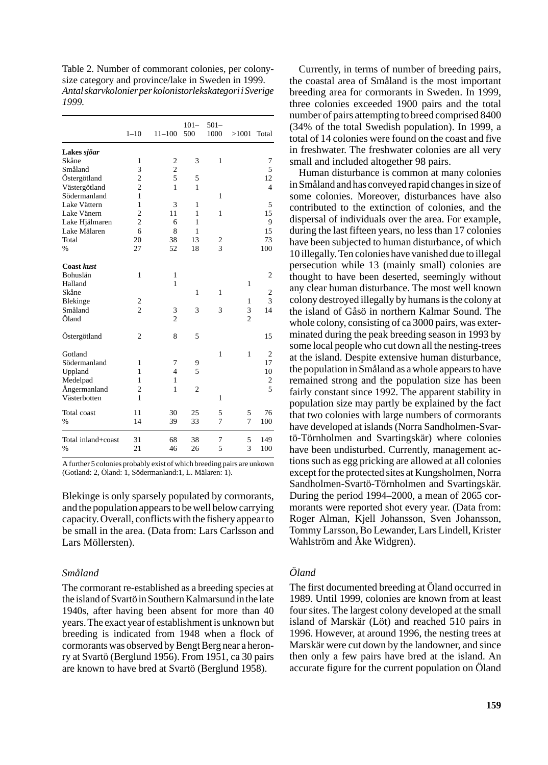Table 2. Number of commorant colonies, per colony-size category and province/lake in Sweden in 1999. *Antal skarvkolonier per kolonistorlekskategori i Sverige 1999.*

| | 1–10 | 11–100 | 101–500 | 501–1000 | >1001 | Total |
|---|---|---|---|---|---|---|
| **Lakes *sjöar*** | | | | | | |
| Skåne | 1 | 2 | 3 | 1 | | 7 |
| Småland | 3 | 2 | | | | 5 |
| Östergötland | 2 | 5 | 5 | | | 12 |
| Västergötland | 2 | 1 | 1 | | | 4 |
| Södermanland | 1 | | | 1 | | |
| Lake Vättern | 1 | 3 | 1 | | | 5 |
| Lake Vänern | 2 | 11 | 1 | 1 | | 15 |
| Lake Hjälmaren | 2 | 6 | 1 | | | 9 |
| Lake Mälaren | 6 | 8 | 1 | | | 15 |
| Total | 20 | 38 | 13 | 2 | | 73 |
| % | 27 | 52 | 18 | 3 | | 100 |
| **Coast *kust*** | | | | | | |
| Bohuslän | 1 | 1 | | | | 2 |
| Halland | | 1 | | | 1 | |
| Skåne | | | 1 | 1 | | 2 |
| Blekinge | 2 | | | | 1 | 3 |
| Småland | 2 | 3 | 3 | 3 | 3 | 14 |
| Öland | | 2 | | | 2 | |
| Östergötland | 2 | 8 | 5 | | | 15 |
| Gotland | | | | 1 | 1 | 2 |
| Södermanland | 1 | 7 | 9 | | | 17 |
| Uppland | 1 | 4 | 5 | | | 10 |
| Medelpad | 1 | 1 | | | | 2 |
| Ångermanland | 2 | 1 | 2 | | | 5 |
| Västerbotten | 1 | | | 1 | | |
| Total coast | 11 | 30 | 25 | 5 | 5 | 76 |
| % | 14 | 39 | 33 | 7 | 7 | 100 |
| Total inland+coast | 31 | 68 | 38 | 7 | 5 | 149 |
| % | 21 | 46 | 26 | 5 | 3 | 100 |

A further 5 colonies probably exist of which breeding pairs are unkown (Gotland: 2, Öland: 1, Södermanland:1, L. Mälaren: 1).

Blekinge is only sparsely populated by cormorants, and the population appears to be well below carrying capacity. Overall, conflicts with the fishery appear to be small in the area. (Data from: Lars Carlsson and Lars Möllersten).

### *Småland*

The cormorant re-established as a breeding species at the island of Svartö in Southern Kalmarsund in the late 1940s, after having been absent for more than 40 years. The exact year of establishment is unknown but breeding is indicated from 1948 when a flock of cormorants was observed by Bengt Berg near a heronry at Svartö (Berglund 1956). From 1951, ca 30 pairs are known to have bred at Svartö (Berglund 1958).

Currently, in terms of number of breeding pairs, the coastal area of Småland is the most important breeding area for cormorants in Sweden. In 1999, three colonies exceeded 1900 pairs and the total number of pairs attempting to breed comprised 8400 (34% of the total Swedish population). In 1999, a total of 14 colonies were found on the coast and five in freshwater. The freshwater colonies are all very small and included altogether 98 pairs.

Human disturbance is common at many colonies in Småland and has conveyed rapid changes in size of some colonies. Moreover, disturbances have also contributed to the extinction of colonies, and the dispersal of individuals over the area. For example, during the last fifteen years, no less than 17 colonies have been subjected to human disturbance, of which 10 illegally. Ten colonies have vanished due to illegal persecution while 13 (mainly small) colonies are thought to have been deserted, seemingly without any clear human disturbance. The most well known colony destroyed illegally by humans is the colony at the island of Gåsö in northern Kalmar Sound. The whole colony, consisting of ca 3000 pairs, was exterminated during the peak breeding season in 1993 by some local people who cut down all the nesting-trees at the island. Despite extensive human disturbance, the population in Småland as a whole appears to have remained strong and the population size has been fairly constant since 1992. The apparent stability in population size may partly be explained by the fact that two colonies with large numbers of cormorants have developed at islands (Norra Sandholmen-Svartö-Törnholmen and Svartingskär) where colonies have been undisturbed. Currently, management actions such as egg pricking are allowed at all colonies except for the protected sites at Kungsholmen, Norra Sandholmen-Svartö-Törnholmen and Svartingskär. During the period 1994–2000, a mean of 2065 cormorants were reported shot every year. (Data from: Roger Alman, Kjell Johansson, Sven Johansson, Tommy Larsson, Bo Lewander, Lars Lindell, Krister Wahlström and Åke Widgren).

### *Öland*

The first documented breeding at Öland occurred in 1989. Until 1999, colonies are known from at least four sites. The largest colony developed at the small island of Marskär (Löt) and reached 510 pairs in 1996. However, at around 1996, the nesting trees at Marskär were cut down by the landowner, and since then only a few pairs have bred at the island. An accurate figure for the current population on Öland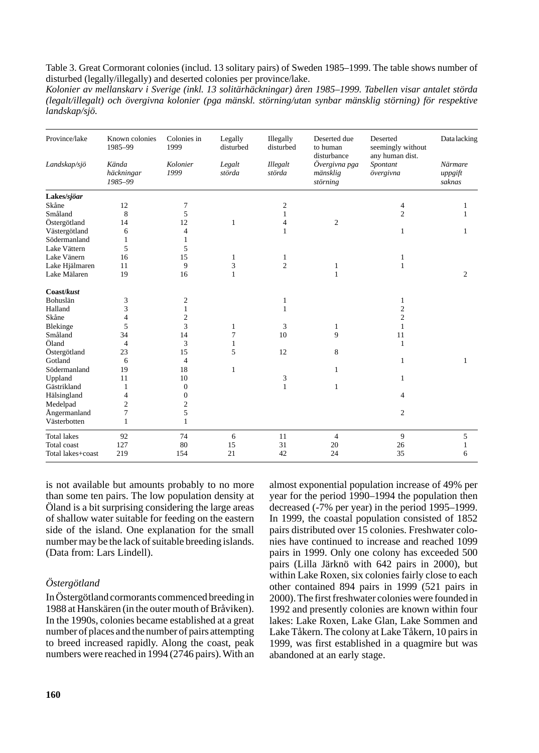Table 3. Great Cormorant colonies (includ. 13 solitary pairs) of Sweden 1985–1999. The table shows number of disturbed (legally/illegally) and deserted colonies per province/lake.

*Kolonier av mellanskarv i Sverige (inkl. 13 solitärhäckningar) åren 1985–1999. Tabellen visar antalet störda (legalt/illegalt) och övergivna kolonier (pga mänskl. störning/utan synbar mänsklig störning) för respektive landskap/sjö.*

| Province/lake *Landskap/sjö* | Known colonies 1985–99 *Kända häckningar 1985–99* | Colonies in 1999 *Kolonier 1999* | Legally disturbed *Legalt störda* | Illegally disturbed *Illegalt störda* | Deserted due to human disturbance *Övergivna pga mänsklig störning* | Deserted seemingly without any human dist. *Spontant övergivna* | Data lacking *Närmare uppgift saknas* |
|---|---|---|---|---|---|---|---|
| **Lakes/*sjöar*** | | | | | | | |
| Skåne | 12 | 7 | | 2 | | 4 | 1 |
| Småland | 8 | 5 | | 1 | | 2 | 1 |
| Östergötland | 14 | 12 | 1 | 4 | 2 | | |
| Västergötland | 6 | 4 | | 1 | | 1 | 1 |
| Södermanland | 1 | 1 | | | | | |
| Lake Vättern | 5 | 5 | | | | | |
| Lake Vänern | 16 | 15 | 1 | 1 | | 1 | |
| Lake Hjälmaren | 11 | 9 | 3 | 2 | 1 | 1 | |
| Lake Mälaren | 19 | 16 | 1 | | 1 | | 2 |
| **Coast/*kust*** | | | | | | | |
| Bohuslän | 3 | 2 | | 1 | | 1 | |
| Halland | 3 | 1 | | 1 | | 2 | |
| Skåne | 4 | 2 | | | | 2 | |
| Blekinge | 5 | 3 | 1 | 3 | 1 | 1 | |
| Småland | 34 | 14 | 7 | 10 | 9 | 11 | |
| Öland | 4 | 3 | 1 | | | 1 | |
| Östergötland | 23 | 15 | 5 | 12 | 8 | | |
| Gotland | 6 | 4 | | | | 1 | 1 |
| Södermanland | 19 | 18 | 1 | | 1 | | |
| Uppland | 11 | 10 | | 3 | | 1 | |
| Gästrikland | 1 | 0 | | 1 | 1 | | |
| Hälsingland | 4 | 0 | | | | 4 | |
| Medelpad | 2 | 2 | | | | | |
| Ångermanland | 7 | 5 | | | | 2 | |
| Västerbotten | 1 | 1 | | | | | |
| Total lakes | 92 | 74 | 6 | 11 | 4 | 9 | 5 |
| Total coast | 127 | 80 | 15 | 31 | 20 | 26 | 1 |
| Total lakes+coast | 219 | 154 | 21 | 42 | 24 | 35 | 6 |

is not available but amounts probably to no more than some ten pairs. The low population density at Öland is a bit surprising considering the large areas of shallow water suitable for feeding on the eastern side of the island. One explanation for the small number may be the lack of suitable breeding islands. (Data from: Lars Lindell).

### *Östergötland*

In Östergötland cormorants commenced breeding in 1988 at Hanskären (in the outer mouth of Bråviken). In the 1990s, colonies became established at a great number of places and the number of pairs attempting to breed increased rapidly. Along the coast, peak numbers were reached in 1994 (2746 pairs). With an almost exponential population increase of 49% per year for the period 1990–1994 the population then decreased (-7% per year) in the period 1995–1999. In 1999, the coastal population consisted of 1852 pairs distributed over 15 colonies. Freshwater colonies have continued to increase and reached 1099 pairs in 1999. Only one colony has exceeded 500 pairs (Lilla Järknö with 642 pairs in 2000), but within Lake Roxen, six colonies fairly close to each other contained 894 pairs in 1999 (521 pairs in 2000). The first freshwater colonies were founded in 1992 and presently colonies are known within four lakes: Lake Roxen, Lake Glan, Lake Sommen and Lake Tåkern. The colony at Lake Tåkern, 10 pairs in 1999, was first established in a quagmire but was abandoned at an early stage.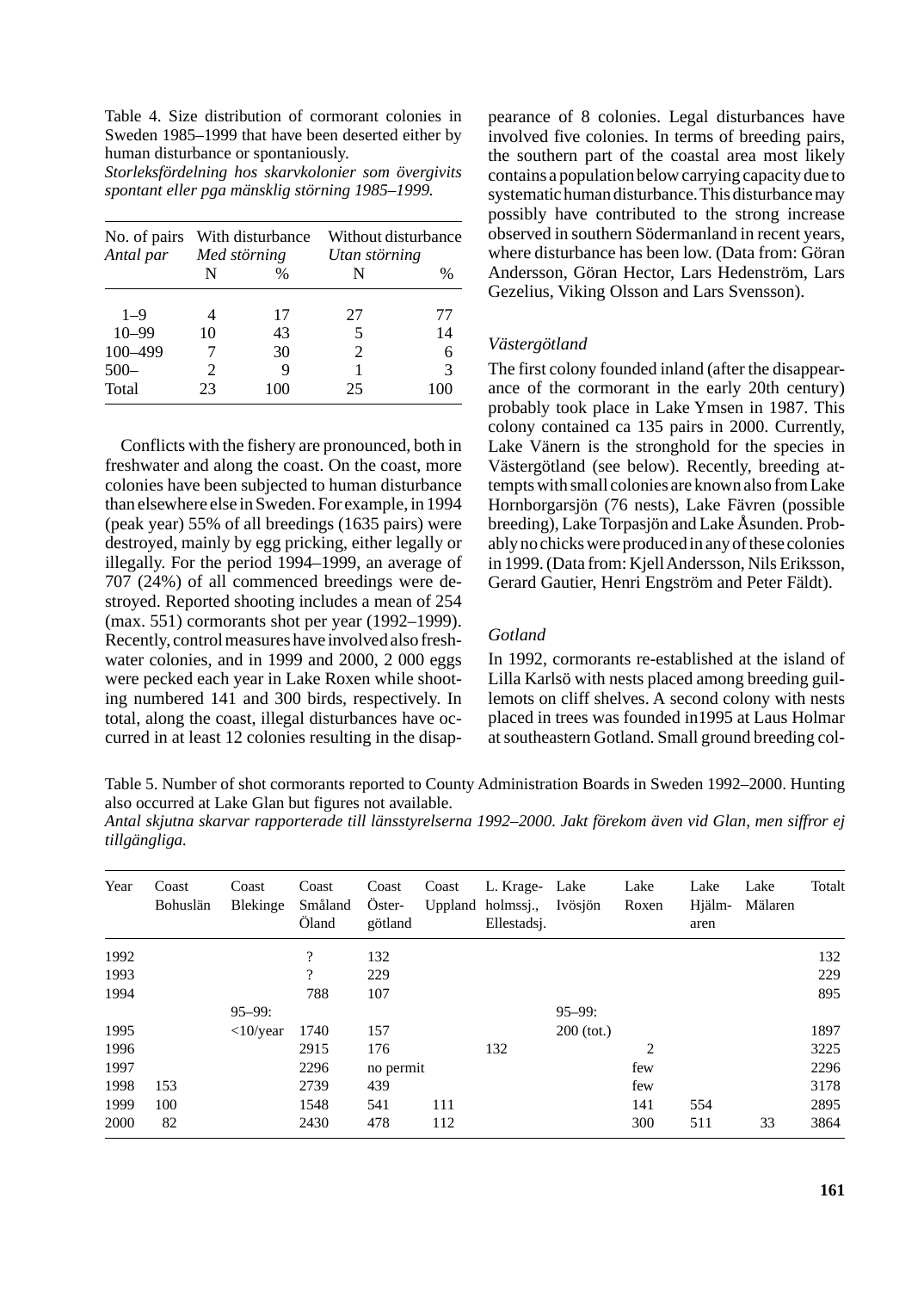Table 4. Size distribution of cormorant colonies in Sweden 1985–1999 that have been deserted either by human disturbance or spontaniously.
*Storleksfördelning hos skarvkolonier som övergivits spontant eller pga mänsklig störning 1985–1999.*

| No. of pairs *Antal par* | With disturbance *Med störning* | | Without disturbance *Utan störning* | |
|---|---|---|---|---|
| | N | % | N | % |
| 1–9 | 4 | 17 | 27 | 77 |
| 10–99 | 10 | 43 | 5 | 14 |
| 100–499 | 7 | 30 | 2 | 6 |
| 500– | 2 | 9 | 1 | 3 |
| Total | 23 | 100 | 25 | 100 |

Conflicts with the fishery are pronounced, both in freshwater and along the coast. On the coast, more colonies have been subjected to human disturbance than elsewhere else in Sweden. For example, in 1994 (peak year) 55% of all breedings (1635 pairs) were destroyed, mainly by egg pricking, either legally or illegally. For the period 1994–1999, an average of 707 (24%) of all commenced breedings were destroyed. Reported shooting includes a mean of 254 (max. 551) cormorants shot per year (1992–1999). Recently, control measures have involved also freshwater colonies, and in 1999 and 2000, 2 000 eggs were pecked each year in Lake Roxen while shooting numbered 141 and 300 birds, respectively. In total, along the coast, illegal disturbances have occurred in at least 12 colonies resulting in the disappearance of 8 colonies. Legal disturbances have involved five colonies. In terms of breeding pairs, the southern part of the coastal area most likely contains a population below carrying capacity due to systematic human disturbance. This disturbance may possibly have contributed to the strong increase observed in southern Södermanland in recent years, where disturbance has been low. (Data from: Göran Andersson, Göran Hector, Lars Hedenström, Lars Gezelius, Viking Olsson and Lars Svensson).

### *Västergötland*

The first colony founded inland (after the disappearance of the cormorant in the early 20th century) probably took place in Lake Ymsen in 1987. This colony contained ca 135 pairs in 2000. Currently, Lake Vänern is the stronghold for the species in Västergötland (see below). Recently, breeding attempts with small colonies are known also from Lake Hornborgarsjön (76 nests), Lake Fävren (possible breeding), Lake Torpasjön and Lake Åsunden. Probably no chicks were produced in any of these colonies in 1999. (Data from: Kjell Andersson, Nils Eriksson, Gerard Gautier, Henri Engström and Peter Fäldt).

### *Gotland*

In 1992, cormorants re-established at the island of Lilla Karlsö with nests placed among breeding guillemots on cliff shelves. A second colony with nests placed in trees was founded in1995 at Laus Holmar at southeastern Gotland. Small ground breeding col-

Table 5. Number of shot cormorants reported to County Administration Boards in Sweden 1992–2000. Hunting also occurred at Lake Glan but figures not available.
*Antal skjutna skarvar rapporterade till länsstyrelserna 1992–2000. Jakt förekom även vid Glan, men siffror ej tillgängliga.*

| Year | Coast Bohuslän | Coast Blekinge | Coast Småland Öland | Coast Öster-götland | Coast Uppland | L. Krage-holmssj., Ellestadsj. | Lake Ivösjön | Lake Roxen | Lake Hjälm-aren | Lake Mälaren | Totalt |
|---|---|---|---|---|---|---|---|---|---|---|---|
| 1992 | | | ? | 132 | | | | | | | 132 |
| 1993 | | | ? | 229 | | | | | | | 229 |
| 1994 | | | 788 | 107 | | | | | | | 895 |
| | | 95–99: | | | | | 95–99: | | | | |
| 1995 | | <10/year | 1740 | 157 | | | 200 (tot.) | | | | 1897 |
| 1996 | | | 2915 | 176 | | 132 | | 2 | | | 3225 |
| 1997 | | | 2296 | no permit | | | | few | | | 2296 |
| 1998 | 153 | | 2739 | 439 | | | | few | | | 3178 |
| 1999 | 100 | | 1548 | 541 | 111 | | | 141 | 554 | | 2895 |
| 2000 | 82 | | 2430 | 478 | 112 | | | 300 | 511 | 33 | 3864 |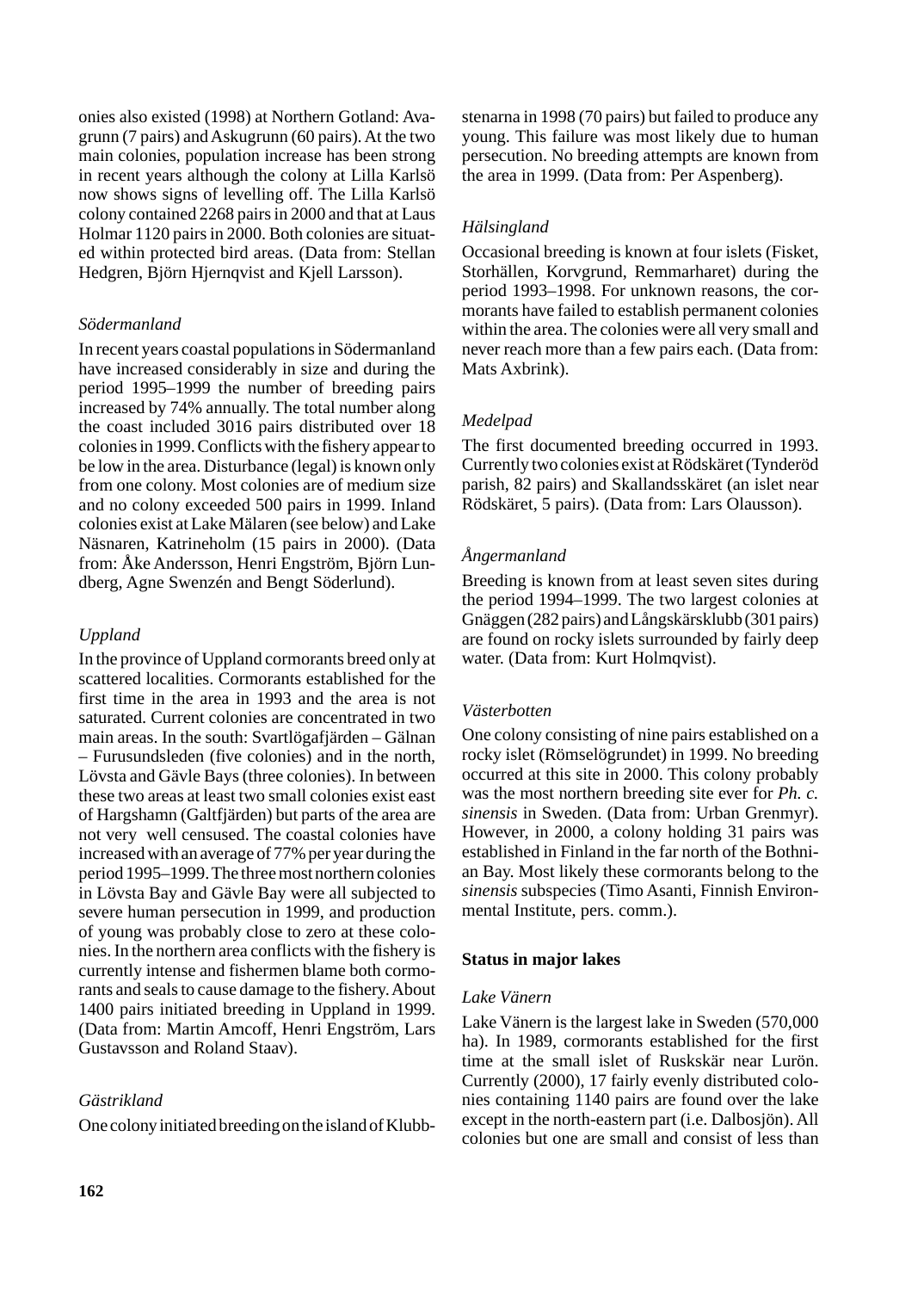onies also existed (1998) at Northern Gotland: Avagrunn (7 pairs) and Askugrunn (60 pairs). At the two main colonies, population increase has been strong in recent years although the colony at Lilla Karlsö now shows signs of levelling off. The Lilla Karlsö colony contained 2268 pairs in 2000 and that at Laus Holmar 1120 pairs in 2000. Both colonies are situated within protected bird areas. (Data from: Stellan Hedgren, Björn Hjernqvist and Kjell Larsson).

*Södermanland*

In recent years coastal populations in Södermanland have increased considerably in size and during the period 1995–1999 the number of breeding pairs increased by 74% annually. The total number along the coast included 3016 pairs distributed over 18 colonies in 1999. Conflicts with the fishery appear to be low in the area. Disturbance (legal) is known only from one colony. Most colonies are of medium size and no colony exceeded 500 pairs in 1999. Inland colonies exist at Lake Mälaren (see below) and Lake Näsnaren, Katrineholm (15 pairs in 2000). (Data from: Åke Andersson, Henri Engström, Björn Lundberg, Agne Swenzén and Bengt Söderlund).

*Uppland*

In the province of Uppland cormorants breed only at scattered localities. Cormorants established for the first time in the area in 1993 and the area is not saturated. Current colonies are concentrated in two main areas. In the south: Svartlögafjärden – Gälnan – Furusundsleden (five colonies) and in the north, Lövsta and Gävle Bays (three colonies). In between these two areas at least two small colonies exist east of Hargshamn (Galtfjärden) but parts of the area are not very well censused. The coastal colonies have increased with an average of 77% per year during the period 1995–1999. The three most northern colonies in Lövsta Bay and Gävle Bay were all subjected to severe human persecution in 1999, and production of young was probably close to zero at these colonies. In the northern area conflicts with the fishery is currently intense and fishermen blame both cormorants and seals to cause damage to the fishery. About 1400 pairs initiated breeding in Uppland in 1999. (Data from: Martin Amcoff, Henri Engström, Lars Gustavsson and Roland Staav).

*Gästrikland*

One colony initiated breeding on the island of Klubbstenarna in 1998 (70 pairs) but failed to produce any young. This failure was most likely due to human persecution. No breeding attempts are known from the area in 1999. (Data from: Per Aspenberg).

*Hälsingland*

Occasional breeding is known at four islets (Fisket, Storhällen, Korvgrund, Remmarharet) during the period 1993–1998. For unknown reasons, the cormorants have failed to establish permanent colonies within the area. The colonies were all very small and never reach more than a few pairs each. (Data from: Mats Axbrink).

*Medelpad*

The first documented breeding occurred in 1993. Currently two colonies exist at Rödskäret (Tynderöd parish, 82 pairs) and Skallandsskäret (an islet near Rödskäret, 5 pairs). (Data from: Lars Olausson).

*Ångermanland*

Breeding is known from at least seven sites during the period 1994–1999. The two largest colonies at Gnäggen (282 pairs) and Långskärsklubb (301 pairs) are found on rocky islets surrounded by fairly deep water. (Data from: Kurt Holmqvist).

*Västerbotten*

One colony consisting of nine pairs established on a rocky islet (Römselögrundet) in 1999. No breeding occurred at this site in 2000. This colony probably was the most northern breeding site ever for *Ph. c. sinensis* in Sweden. (Data from: Urban Grenmyr). However, in 2000, a colony holding 31 pairs was established in Finland in the far north of the Bothnian Bay. Most likely these cormorants belong to the *sinensis* subspecies (Timo Asanti, Finnish Environmental Institute, pers. comm.).

**Status in major lakes**

*Lake Vänern*

Lake Vänern is the largest lake in Sweden (570,000 ha). In 1989, cormorants established for the first time at the small islet of Ruskskär near Lurön. Currently (2000), 17 fairly evenly distributed colonies containing 1140 pairs are found over the lake except in the north-eastern part (i.e. Dalbosjön). All colonies but one are small and consist of less than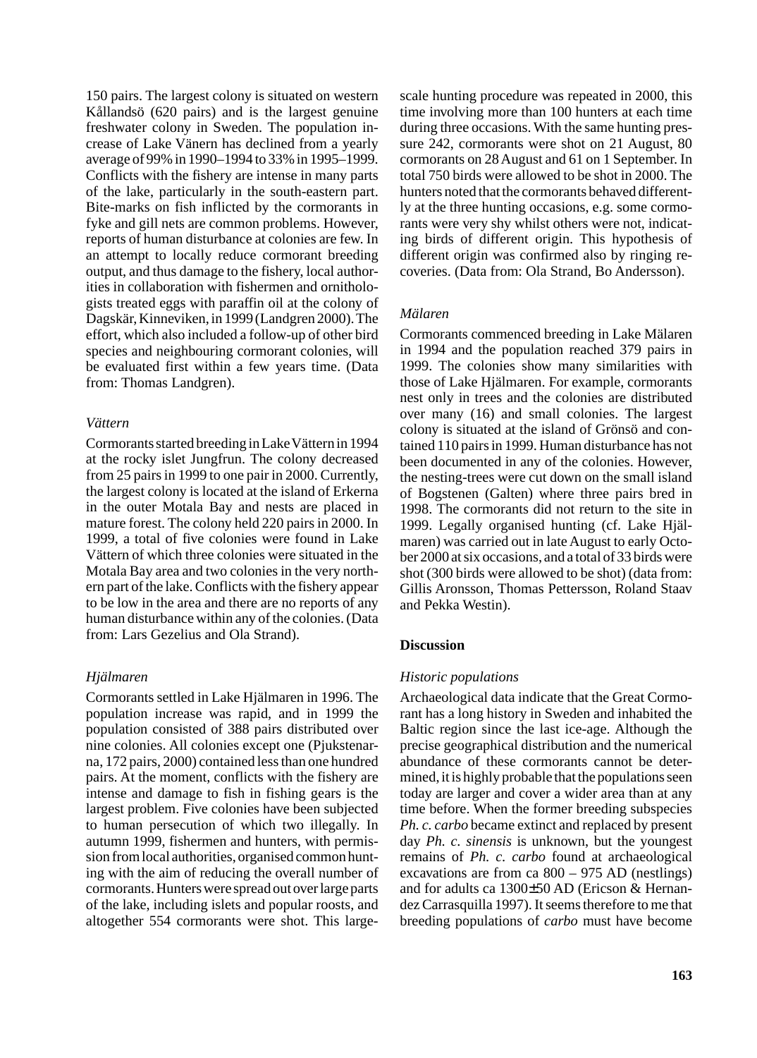150 pairs. The largest colony is situated on western Kållandsö (620 pairs) and is the largest genuine freshwater colony in Sweden. The population increase of Lake Vänern has declined from a yearly average of 99% in 1990–1994 to 33% in 1995–1999. Conflicts with the fishery are intense in many parts of the lake, particularly in the south-eastern part. Bite-marks on fish inflicted by the cormorants in fyke and gill nets are common problems. However, reports of human disturbance at colonies are few. In an attempt to locally reduce cormorant breeding output, and thus damage to the fishery, local authorities in collaboration with fishermen and ornithologists treated eggs with paraffin oil at the colony of Dagskär, Kinneviken, in 1999 (Landgren 2000). The effort, which also included a follow-up of other bird species and neighbouring cormorant colonies, will be evaluated first within a few years time. (Data from: Thomas Landgren).

### *Vättern*

Cormorants started breeding in Lake Vättern in 1994 at the rocky islet Jungfrun. The colony decreased from 25 pairs in 1999 to one pair in 2000. Currently, the largest colony is located at the island of Erkerna in the outer Motala Bay and nests are placed in mature forest. The colony held 220 pairs in 2000. In 1999, a total of five colonies were found in Lake Vättern of which three colonies were situated in the Motala Bay area and two colonies in the very northern part of the lake. Conflicts with the fishery appear to be low in the area and there are no reports of any human disturbance within any of the colonies. (Data from: Lars Gezelius and Ola Strand).

### *Hjälmaren*

Cormorants settled in Lake Hjälmaren in 1996. The population increase was rapid, and in 1999 the population consisted of 388 pairs distributed over nine colonies. All colonies except one (Pjukstenarna, 172 pairs, 2000) contained less than one hundred pairs. At the moment, conflicts with the fishery are intense and damage to fish in fishing gears is the largest problem. Five colonies have been subjected to human persecution of which two illegally. In autumn 1999, fishermen and hunters, with permission from local authorities, organised common hunting with the aim of reducing the overall number of cormorants. Hunters were spread out over large parts of the lake, including islets and popular roosts, and altogether 554 cormorants were shot. This large-scale hunting procedure was repeated in 2000, this time involving more than 100 hunters at each time during three occasions. With the same hunting pressure 242, cormorants were shot on 21 August, 80 cormorants on 28 August and 61 on 1 September. In total 750 birds were allowed to be shot in 2000. The hunters noted that the cormorants behaved differently at the three hunting occasions, e.g. some cormorants were very shy whilst others were not, indicating birds of different origin. This hypothesis of different origin was confirmed also by ringing recoveries. (Data from: Ola Strand, Bo Andersson).

### *Mälaren*

Cormorants commenced breeding in Lake Mälaren in 1994 and the population reached 379 pairs in 1999. The colonies show many similarities with those of Lake Hjälmaren. For example, cormorants nest only in trees and the colonies are distributed over many (16) and small colonies. The largest colony is situated at the island of Grönsö and contained 110 pairs in 1999. Human disturbance has not been documented in any of the colonies. However, the nesting-trees were cut down on the small island of Bogstenen (Galten) where three pairs bred in 1998. The cormorants did not return to the site in 1999. Legally organised hunting (cf. Lake Hjälmaren) was carried out in late August to early October 2000 at six occasions, and a total of 33 birds were shot (300 birds were allowed to be shot) (data from: Gillis Aronsson, Thomas Pettersson, Roland Staav and Pekka Westin).

## Discussion

### *Historic populations*

Archaeological data indicate that the Great Cormorant has a long history in Sweden and inhabited the Baltic region since the last ice-age. Although the precise geographical distribution and the numerical abundance of these cormorants cannot be determined, it is highly probable that the populations seen today are larger and cover a wider area than at any time before. When the former breeding subspecies *Ph. c. carbo* became extinct and replaced by present day *Ph. c. sinensis* is unknown, but the youngest remains of *Ph. c. carbo* found at archaeological excavations are from ca 800 – 975 AD (nestlings) and for adults ca 1300±50 AD (Ericson & Hernandez Carrasquilla 1997). It seems therefore to me that breeding populations of *carbo* must have become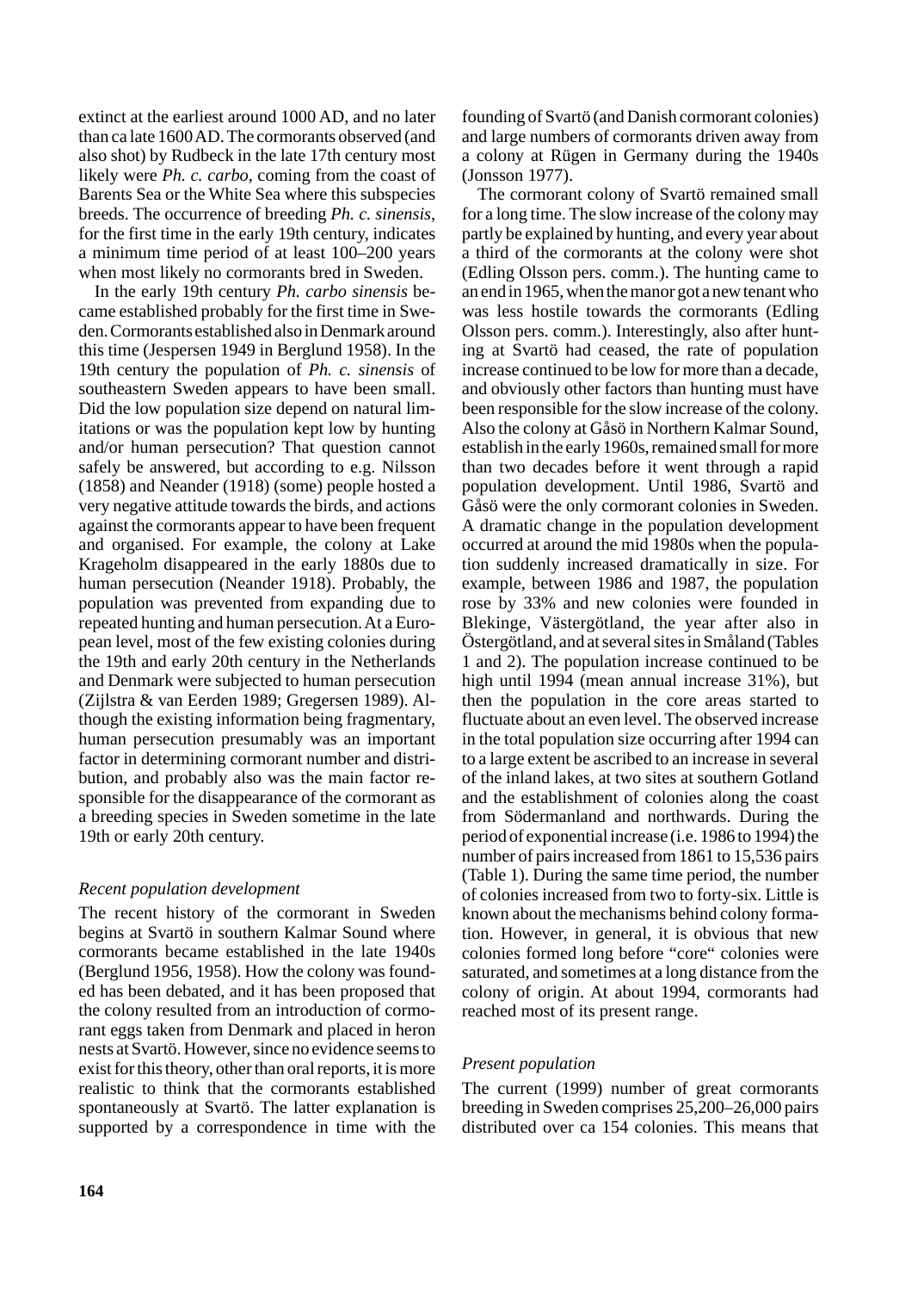extinct at the earliest around 1000 AD, and no later than ca late 1600 AD. The cormorants observed (and also shot) by Rudbeck in the late 17th century most likely were *Ph. c. carbo*, coming from the coast of Barents Sea or the White Sea where this subspecies breeds. The occurrence of breeding *Ph. c. sinensis*, for the first time in the early 19th century, indicates a minimum time period of at least 100–200 years when most likely no cormorants bred in Sweden.

In the early 19th century *Ph. carbo sinensis* became established probably for the first time in Sweden. Cormorants established also in Denmark around this time (Jespersen 1949 in Berglund 1958). In the 19th century the population of *Ph. c. sinensis* of southeastern Sweden appears to have been small. Did the low population size depend on natural limitations or was the population kept low by hunting and/or human persecution? That question cannot safely be answered, but according to e.g. Nilsson (1858) and Neander (1918) (some) people hosted a very negative attitude towards the birds, and actions against the cormorants appear to have been frequent and organised. For example, the colony at Lake Krageholm disappeared in the early 1880s due to human persecution (Neander 1918). Probably, the population was prevented from expanding due to repeated hunting and human persecution. At a European level, most of the few existing colonies during the 19th and early 20th century in the Netherlands and Denmark were subjected to human persecution (Zijlstra & van Eerden 1989; Gregersen 1989). Although the existing information being fragmentary, human persecution presumably was an important factor in determining cormorant number and distribution, and probably also was the main factor responsible for the disappearance of the cormorant as a breeding species in Sweden sometime in the late 19th or early 20th century.

*Recent population development*

The recent history of the cormorant in Sweden begins at Svartö in southern Kalmar Sound where cormorants became established in the late 1940s (Berglund 1956, 1958). How the colony was founded has been debated, and it has been proposed that the colony resulted from an introduction of cormorant eggs taken from Denmark and placed in heron nests at Svartö. However, since no evidence seems to exist for this theory, other than oral reports, it is more realistic to think that the cormorants established spontaneously at Svartö. The latter explanation is supported by a correspondence in time with the founding of Svartö (and Danish cormorant colonies) and large numbers of cormorants driven away from a colony at Rügen in Germany during the 1940s (Jonsson 1977).

The cormorant colony of Svartö remained small for a long time. The slow increase of the colony may partly be explained by hunting, and every year about a third of the cormorants at the colony were shot (Edling Olsson pers. comm.). The hunting came to an end in 1965, when the manor got a new tenant who was less hostile towards the cormorants (Edling Olsson pers. comm.). Interestingly, also after hunting at Svartö had ceased, the rate of population increase continued to be low for more than a decade, and obviously other factors than hunting must have been responsible for the slow increase of the colony. Also the colony at Gåsö in Northern Kalmar Sound, establish in the early 1960s, remained small for more than two decades before it went through a rapid population development. Until 1986, Svartö and Gåsö were the only cormorant colonies in Sweden. A dramatic change in the population development occurred at around the mid 1980s when the population suddenly increased dramatically in size. For example, between 1986 and 1987, the population rose by 33% and new colonies were founded in Blekinge, Västergötland, the year after also in Östergötland, and at several sites in Småland (Tables 1 and 2). The population increase continued to be high until 1994 (mean annual increase 31%), but then the population in the core areas started to fluctuate about an even level. The observed increase in the total population size occurring after 1994 can to a large extent be ascribed to an increase in several of the inland lakes, at two sites at southern Gotland and the establishment of colonies along the coast from Södermanland and northwards. During the period of exponential increase (i.e. 1986 to 1994) the number of pairs increased from 1861 to 15,536 pairs (Table 1). During the same time period, the number of colonies increased from two to forty-six. Little is known about the mechanisms behind colony formation. However, in general, it is obvious that new colonies formed long before "core" colonies were saturated, and sometimes at a long distance from the colony of origin. At about 1994, cormorants had reached most of its present range.

*Present population*

The current (1999) number of great cormorants breeding in Sweden comprises 25,200–26,000 pairs distributed over ca 154 colonies. This means that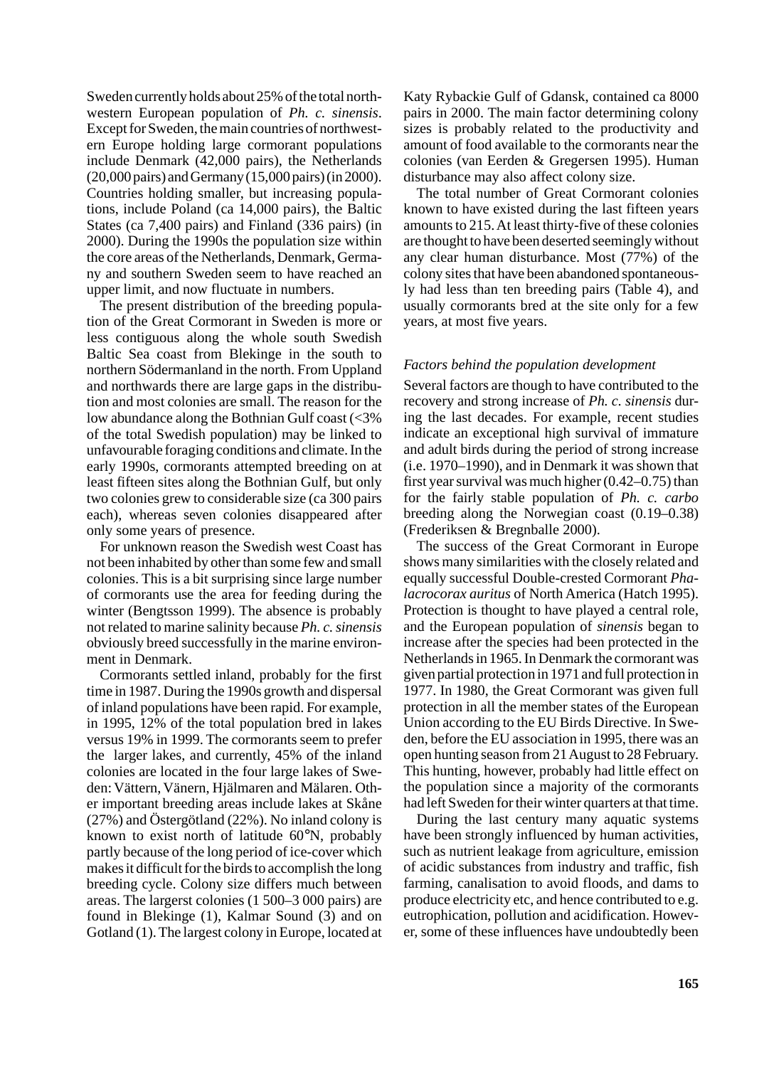Sweden currently holds about 25% of the total northwestern European population of *Ph. c. sinensis*. Except for Sweden, the main countries of northwestern Europe holding large cormorant populations include Denmark (42,000 pairs), the Netherlands (20,000 pairs) and Germany (15,000 pairs) (in 2000). Countries holding smaller, but increasing populations, include Poland (ca 14,000 pairs), the Baltic States (ca 7,400 pairs) and Finland (336 pairs) (in 2000). During the 1990s the population size within the core areas of the Netherlands, Denmark, Germany and southern Sweden seem to have reached an upper limit, and now fluctuate in numbers.

The present distribution of the breeding population of the Great Cormorant in Sweden is more or less contiguous along the whole south Swedish Baltic Sea coast from Blekinge in the south to northern Södermanland in the north. From Uppland and northwards there are large gaps in the distribution and most colonies are small. The reason for the low abundance along the Bothnian Gulf coast (<3% of the total Swedish population) may be linked to unfavourable foraging conditions and climate. In the early 1990s, cormorants attempted breeding on at least fifteen sites along the Bothnian Gulf, but only two colonies grew to considerable size (ca 300 pairs each), whereas seven colonies disappeared after only some years of presence.

For unknown reason the Swedish west Coast has not been inhabited by other than some few and small colonies. This is a bit surprising since large number of cormorants use the area for feeding during the winter (Bengtsson 1999). The absence is probably not related to marine salinity because *Ph. c. sinensis* obviously breed successfully in the marine environment in Denmark.

Cormorants settled inland, probably for the first time in 1987. During the 1990s growth and dispersal of inland populations have been rapid. For example, in 1995, 12% of the total population bred in lakes versus 19% in 1999. The cormorants seem to prefer the larger lakes, and currently, 45% of the inland colonies are located in the four large lakes of Sweden: Vättern, Vänern, Hjälmaren and Mälaren. Other important breeding areas include lakes at Skåne (27%) and Östergötland (22%). No inland colony is known to exist north of latitude 60°N, probably partly because of the long period of ice-cover which makes it difficult for the birds to accomplish the long breeding cycle. Colony size differs much between areas. The largerst colonies (1 500–3 000 pairs) are found in Blekinge (1), Kalmar Sound (3) and on Gotland (1). The largest colony in Europe, located at Katy Rybackie Gulf of Gdansk, contained ca 8000 pairs in 2000. The main factor determining colony sizes is probably related to the productivity and amount of food available to the cormorants near the colonies (van Eerden & Gregersen 1995). Human disturbance may also affect colony size.

The total number of Great Cormorant colonies known to have existed during the last fifteen years amounts to 215. At least thirty-five of these colonies are thought to have been deserted seemingly without any clear human disturbance. Most (77%) of the colony sites that have been abandoned spontaneously had less than ten breeding pairs (Table 4), and usually cormorants bred at the site only for a few years, at most five years.

### *Factors behind the population development*

Several factors are though to have contributed to the recovery and strong increase of *Ph. c. sinensis* during the last decades. For example, recent studies indicate an exceptional high survival of immature and adult birds during the period of strong increase (i.e. 1970–1990), and in Denmark it was shown that first year survival was much higher (0.42–0.75) than for the fairly stable population of *Ph. c. carbo* breeding along the Norwegian coast (0.19–0.38) (Frederiksen & Bregnballe 2000).

The success of the Great Cormorant in Europe shows many similarities with the closely related and equally successful Double-crested Cormorant *Phalacrocorax auritus* of North America (Hatch 1995). Protection is thought to have played a central role, and the European population of *sinensis* began to increase after the species had been protected in the Netherlands in 1965. In Denmark the cormorant was given partial protection in 1971 and full protection in 1977. In 1980, the Great Cormorant was given full protection in all the member states of the European Union according to the EU Birds Directive. In Sweden, before the EU association in 1995, there was an open hunting season from 21 August to 28 February. This hunting, however, probably had little effect on the population since a majority of the cormorants had left Sweden for their winter quarters at that time.

During the last century many aquatic systems have been strongly influenced by human activities, such as nutrient leakage from agriculture, emission of acidic substances from industry and traffic, fish farming, canalisation to avoid floods, and dams to produce electricity etc, and hence contributed to e.g. eutrophication, pollution and acidification. However, some of these influences have undoubtedly been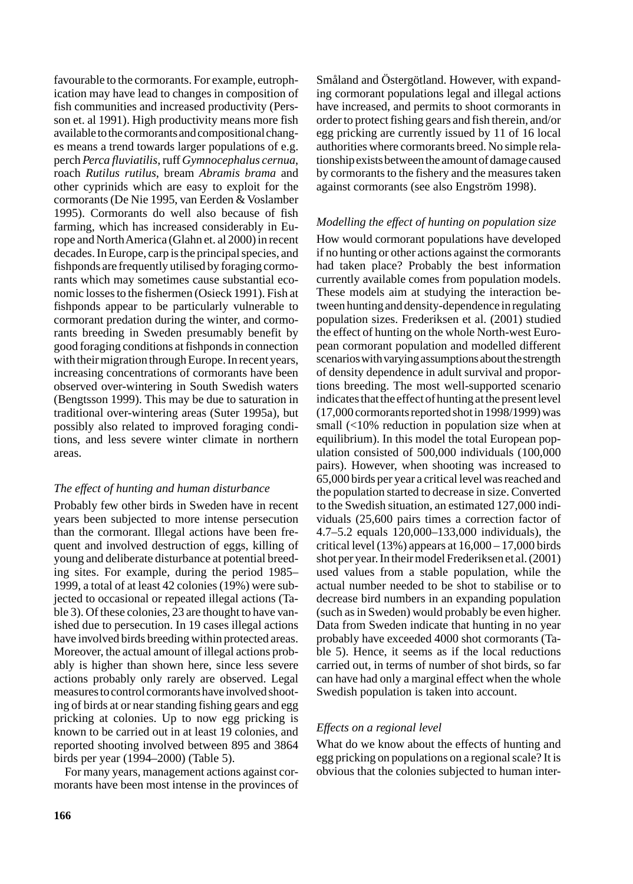favourable to the cormorants. For example, eutrophication may have lead to changes in composition of fish communities and increased productivity (Persson et. al 1991). High productivity means more fish available to the cormorants and compositional changes means a trend towards larger populations of e.g. perch *Perca fluviatilis*, ruff *Gymnocephalus cernua*, roach *Rutilus rutilus*, bream *Abramis brama* and other cyprinids which are easy to exploit for the cormorants (De Nie 1995, van Eerden & Voslamber 1995). Cormorants do well also because of fish farming, which has increased considerably in Europe and North America (Glahn et. al 2000) in recent decades. In Europe, carp is the principal species, and fishponds are frequently utilised by foraging cormorants which may sometimes cause substantial economic losses to the fishermen (Osieck 1991). Fish at fishponds appear to be particularly vulnerable to cormorant predation during the winter, and cormorants breeding in Sweden presumably benefit by good foraging conditions at fishponds in connection with their migration through Europe. In recent years, increasing concentrations of cormorants have been observed over-wintering in South Swedish waters (Bengtsson 1999). This may be due to saturation in traditional over-wintering areas (Suter 1995a), but possibly also related to improved foraging conditions, and less severe winter climate in northern areas.

*The effect of hunting and human disturbance*

Probably few other birds in Sweden have in recent years been subjected to more intense persecution than the cormorant. Illegal actions have been frequent and involved destruction of eggs, killing of young and deliberate disturbance at potential breeding sites. For example, during the period 1985–1999, a total of at least 42 colonies (19%) were subjected to occasional or repeated illegal actions (Table 3). Of these colonies, 23 are thought to have vanished due to persecution. In 19 cases illegal actions have involved birds breeding within protected areas. Moreover, the actual amount of illegal actions probably is higher than shown here, since less severe actions probably only rarely are observed. Legal measures to control cormorants have involved shooting of birds at or near standing fishing gears and egg pricking at colonies. Up to now egg pricking is known to be carried out in at least 19 colonies, and reported shooting involved between 895 and 3864 birds per year (1994–2000) (Table 5).

For many years, management actions against cormorants have been most intense in the provinces of Småland and Östergötland. However, with expanding cormorant populations legal and illegal actions have increased, and permits to shoot cormorants in order to protect fishing gears and fish therein, and/or egg pricking are currently issued by 11 of 16 local authorities where cormorants breed. No simple relationship exists between the amount of damage caused by cormorants to the fishery and the measures taken against cormorants (see also Engström 1998).

*Modelling the effect of hunting on population size*

How would cormorant populations have developed if no hunting or other actions against the cormorants had taken place? Probably the best information currently available comes from population models. These models aim at studying the interaction between hunting and density-dependence in regulating population sizes. Frederiksen et al. (2001) studied the effect of hunting on the whole North-west European cormorant population and modelled different scenarios with varying assumptions about the strength of density dependence in adult survival and proportions breeding. The most well-supported scenario indicates that the effect of hunting at the present level (17,000 cormorants reported shot in 1998/1999) was small (<10% reduction in population size when at equilibrium). In this model the total European population consisted of 500,000 individuals (100,000 pairs). However, when shooting was increased to 65,000 birds per year a critical level was reached and the population started to decrease in size. Converted to the Swedish situation, an estimated 127,000 individuals (25,600 pairs times a correction factor of 4.7–5.2 equals 120,000–133,000 individuals), the critical level (13%) appears at 16,000 – 17,000 birds shot per year. In their model Frederiksen et al. (2001) used values from a stable population, while the actual number needed to be shot to stabilise or to decrease bird numbers in an expanding population (such as in Sweden) would probably be even higher. Data from Sweden indicate that hunting in no year probably have exceeded 4000 shot cormorants (Table 5). Hence, it seems as if the local reductions carried out, in terms of number of shot birds, so far can have had only a marginal effect when the whole Swedish population is taken into account.

*Effects on a regional level*

What do we know about the effects of hunting and egg pricking on populations on a regional scale? It is obvious that the colonies subjected to human inter-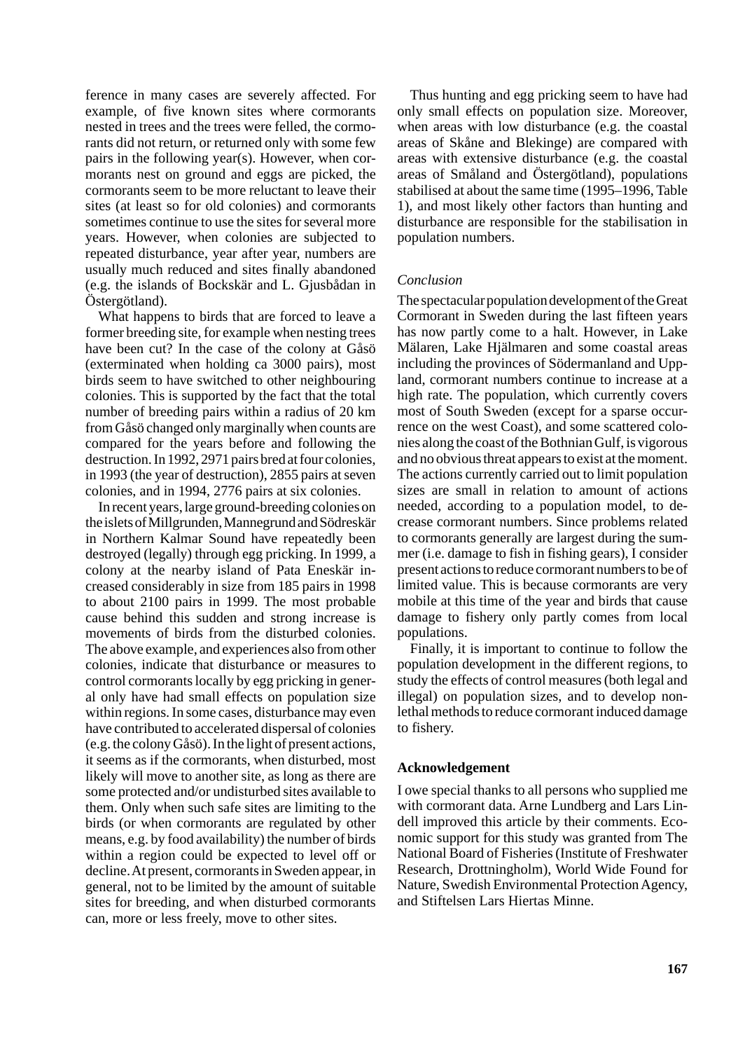ference in many cases are severely affected. For example, of five known sites where cormorants nested in trees and the trees were felled, the cormorants did not return, or returned only with some few pairs in the following year(s). However, when cormorants nest on ground and eggs are picked, the cormorants seem to be more reluctant to leave their sites (at least so for old colonies) and cormorants sometimes continue to use the sites for several more years. However, when colonies are subjected to repeated disturbance, year after year, numbers are usually much reduced and sites finally abandoned (e.g. the islands of Bockskär and L. Gjusbådan in Östergötland).

What happens to birds that are forced to leave a former breeding site, for example when nesting trees have been cut? In the case of the colony at Gåsö (exterminated when holding ca 3000 pairs), most birds seem to have switched to other neighbouring colonies. This is supported by the fact that the total number of breeding pairs within a radius of 20 km from Gåsö changed only marginally when counts are compared for the years before and following the destruction. In 1992, 2971 pairs bred at four colonies, in 1993 (the year of destruction), 2855 pairs at seven colonies, and in 1994, 2776 pairs at six colonies.

In recent years, large ground-breeding colonies on the islets of Millgrunden, Mannegrund and Södreskär in Northern Kalmar Sound have repeatedly been destroyed (legally) through egg pricking. In 1999, a colony at the nearby island of Pata Eneskär increased considerably in size from 185 pairs in 1998 to about 2100 pairs in 1999. The most probable cause behind this sudden and strong increase is movements of birds from the disturbed colonies. The above example, and experiences also from other colonies, indicate that disturbance or measures to control cormorants locally by egg pricking in general only have had small effects on population size within regions. In some cases, disturbance may even have contributed to accelerated dispersal of colonies (e.g. the colony Gåsö). In the light of present actions, it seems as if the cormorants, when disturbed, most likely will move to another site, as long as there are some protected and/or undisturbed sites available to them. Only when such safe sites are limiting to the birds (or when cormorants are regulated by other means, e.g. by food availability) the number of birds within a region could be expected to level off or decline. At present, cormorants in Sweden appear, in general, not to be limited by the amount of suitable sites for breeding, and when disturbed cormorants can, more or less freely, move to other sites.

Thus hunting and egg pricking seem to have had only small effects on population size. Moreover, when areas with low disturbance (e.g. the coastal areas of Skåne and Blekinge) are compared with areas with extensive disturbance (e.g. the coastal areas of Småland and Östergötland), populations stabilised at about the same time (1995–1996, Table 1), and most likely other factors than hunting and disturbance are responsible for the stabilisation in population numbers.

*Conclusion*

The spectacular population development of the Great Cormorant in Sweden during the last fifteen years has now partly come to a halt. However, in Lake Mälaren, Lake Hjälmaren and some coastal areas including the provinces of Södermanland and Uppland, cormorant numbers continue to increase at a high rate. The population, which currently covers most of South Sweden (except for a sparse occurrence on the west Coast), and some scattered colonies along the coast of the Bothnian Gulf, is vigorous and no obvious threat appears to exist at the moment. The actions currently carried out to limit population sizes are small in relation to amount of actions needed, according to a population model, to decrease cormorant numbers. Since problems related to cormorants generally are largest during the summer (i.e. damage to fish in fishing gears), I consider present actions to reduce cormorant numbers to be of limited value. This is because cormorants are very mobile at this time of the year and birds that cause damage to fishery only partly comes from local populations.

Finally, it is important to continue to follow the population development in the different regions, to study the effects of control measures (both legal and illegal) on population sizes, and to develop non-lethal methods to reduce cormorant induced damage to fishery.

## Acknowledgement

I owe special thanks to all persons who supplied me with cormorant data. Arne Lundberg and Lars Lindell improved this article by their comments. Economic support for this study was granted from The National Board of Fisheries (Institute of Freshwater Research, Drottningholm), World Wide Found for Nature, Swedish Environmental Protection Agency, and Stiftelsen Lars Hiertas Minne.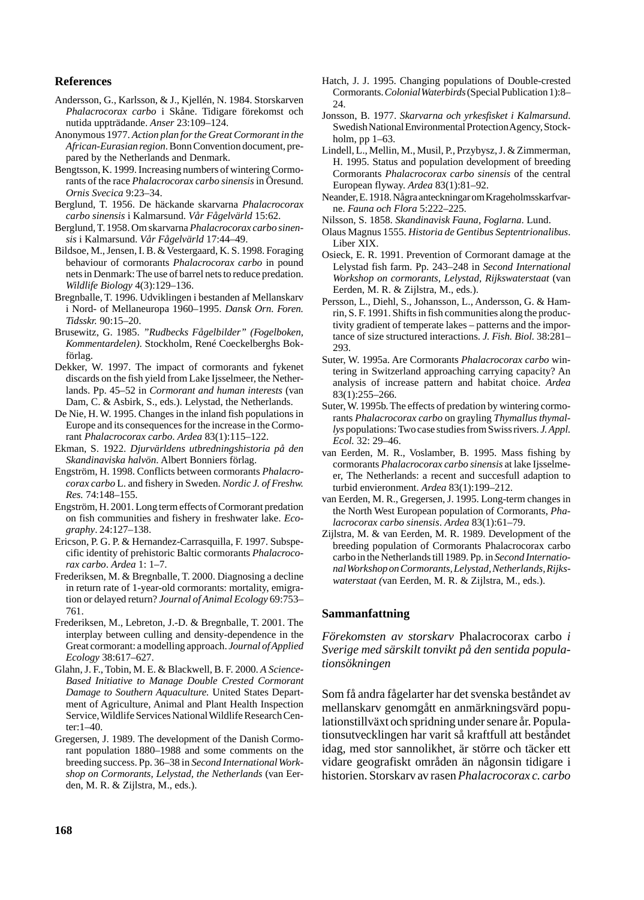## References

Andersson, G., Karlsson, & J., Kjellén, N. 1984. Storskarven *Phalacrocorax carbo* i Skåne. Tidigare förekomst och nutida uppträdande. *Anser* 23:109–124.

Anonymous 1977. *Action plan for the Great Cormorant in the African-Eurasian region*. Bonn Convention document, prepared by the Netherlands and Denmark.

Bengtsson, K. 1999. Increasing numbers of wintering Cormorants of the race *Phalacrocorax carbo sinensis* in Öresund. *Ornis Svecica* 9:23–34.

Berglund, T. 1956. De häckande skarvarna *Phalacrocorax carbo sinensis* i Kalmarsund. *Vår Fågelvärld* 15:62.

Berglund, T. 1958. Om skarvarna *Phalacrocorax carbo sinensis* i Kalmarsund. *Vår Fågelvärld* 17:44–49.

Bildsoe, M., Jensen, I. B. & Vestergaard, K. S. 1998. Foraging behaviour of cormorants *Phalacrocorax carbo* in pound nets in Denmark: The use of barrel nets to reduce predation. *Wildlife Biology* 4(3):129–136.

Bregnballe, T. 1996. Udviklingen i bestanden af Mellanskarv i Nord- of Mellaneuropa 1960–1995. *Dansk Orn. Foren. Tidsskr.* 90:15–20.

Brusewitz, G. 1985. *"Rudbecks Fågelbilder" (Fogelboken, Kommentardelen)*. Stockholm, René Coeckelberghs Bokförlag.

Dekker, W. 1997. The impact of cormorants and fykenet discards on the fish yield from Lake Ijsselmeer, the Netherlands. Pp. 45–52 in *Cormorant and human interests* (van Dam, C. & Asbirk, S., eds.). Lelystad, the Netherlands.

De Nie, H. W. 1995. Changes in the inland fish populations in Europe and its consequences for the increase in the Cormorant *Phalacrocorax carbo*. *Ardea* 83(1):115–122.

Ekman, S. 1922. *Djurvärldens utbredningshistoria på den Skandinaviska halvön*. Albert Bonniers förlag.

Engström, H. 1998. Conflicts between cormorants *Phalacrocorax carbo* L. and fishery in Sweden. *Nordic J. of Freshw. Res.* 74:148–155.

Engström, H. 2001. Long term effects of Cormorant predation on fish communities and fishery in freshwater lake. *Ecography*. 24:127–138.

Ericson, P. G. P. & Hernandez-Carrasquilla, F. 1997. Subspecific identity of prehistoric Baltic cormorants *Phalacrocorax carbo*. *Ardea* 1: 1–7.

Frederiksen, M. & Bregnballe, T. 2000. Diagnosing a decline in return rate of 1-year-old cormorants: mortality, emigration or delayed return? *Journal of Animal Ecology* 69:753–761.

Frederiksen, M., Lebreton, J.-D. & Bregnballe, T. 2001. The interplay between culling and density-dependence in the Great cormorant: a modelling approach. *Journal of Applied Ecology* 38:617–627.

Glahn, J. F., Tobin, M. E. & Blackwell, B. F. 2000. *A Science-Based Initiative to Manage Double Crested Cormorant Damage to Southern Aquaculture.* United States Department of Agriculture, Animal and Plant Health Inspection Service, Wildlife Services National Wildlife Research Center:1–40.

Gregersen, J. 1989. The development of the Danish Cormorant population 1880–1988 and some comments on the breeding success. Pp. 36–38 in *Second International Workshop on Cormorants, Lelystad, the Netherlands* (van Eerden, M. R. & Zijlstra, M., eds.).

Hatch, J. J. 1995. Changing populations of Double-crested Cormorants. *Colonial Waterbirds* (Special Publication 1):8–24.

Jonsson, B. 1977. *Skarvarna och yrkesfisket i Kalmarsund*. Swedish National Environmental Protection Agency, Stockholm, pp 1–63.

Lindell, L., Mellin, M., Musil, P., Przybysz, J. & Zimmerman, H. 1995. Status and population development of breeding Cormorants *Phalacrocorax carbo sinensis* of the central European flyway. *Ardea* 83(1):81–92.

Neander, E. 1918. Några anteckningar om Krageholmsskarfvarne. *Fauna och Flora* 5:222–225.

Nilsson, S. 1858. *Skandinavisk Fauna, Foglarna*. Lund.

Olaus Magnus 1555. *Historia de Gentibus Septentrionalibus*. Liber XIX.

Osieck, E. R. 1991. Prevention of Cormorant damage at the Lelystad fish farm. Pp. 243–248 in *Second International Workshop on cormorants, Lelystad, Rijkswaterstaat* (van Eerden, M. R. & Zijlstra, M., eds.).

Persson, L., Diehl, S., Johansson, L., Andersson, G. & Hamrin, S. F. 1991. Shifts in fish communities along the productivity gradient of temperate lakes – patterns and the importance of size structured interactions. *J. Fish. Biol.* 38:281–293.

Suter, W. 1995a. Are Cormorants *Phalacrocorax carbo* wintering in Switzerland approaching carrying capacity? An analysis of increase pattern and habitat choice. *Ardea* 83(1):255–266.

Suter, W. 1995b. The effects of predation by wintering cormorants *Phalacrocorax carbo* on grayling *Thymallus thymallys* populations: Two case studies from Swiss rivers. *J. Appl. Ecol.* 32: 29–46.

van Eerden, M. R., Voslamber, B. 1995. Mass fishing by cormorants *Phalacrocorax carbo sinensis* at lake Ijsselmeer, The Netherlands: a recent and succesfull adaption to turbid envieronment. *Ardea* 83(1):199–212.

van Eerden, M. R., Gregersen, J. 1995. Long-term changes in the North West European population of Cormorants, *Phalacrocorax carbo sinensis*. *Ardea* 83(1):61–79.

Zijlstra, M. & van Eerden, M. R. 1989. Development of the breeding population of Cormorants Phalacrocorax carbo carbo in the Netherlands till 1989. Pp. in *Second International Workshop on Cormorants, Lelystad, Netherlands, Rijkswaterstaat (*van Eerden, M. R. & Zijlstra, M., eds.).

## Sammanfattning

*Förekomsten av storskarv* Phalacrocorax carbo *i Sverige med särskilt tonvikt på den sentida populationsökningen*

Som få andra fågelarter har det svenska beståndet av mellanskarv genomgått en anmärkningsvärd populationstillväxt och spridning under senare år. Populationsutvecklingen har varit så kraftfull att beståndet idag, med stor sannolikhet, är större och täcker ett vidare geografiskt områden än någonsin tidigare i historien. Storskarv av rasen *Phalacrocorax c. carbo*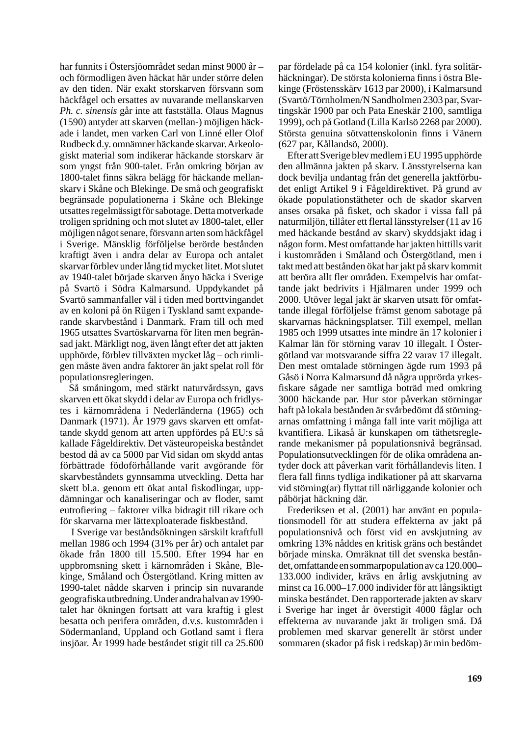har funnits i Östersjöområdet sedan minst 9000 år – och förmodligen även häckat här under större delen av den tiden. När exakt storskarven försvann som häckfågel och ersattes av nuvarande mellanskarven *Ph. c. sinensis* går inte att fastställa. Olaus Magnus (1590) antyder att skarven (mellan-) möjligen häckade i landet, men varken Carl von Linné eller Olof Rudbeck d.y. omnämner häckande skarvar. Arkeologiskt material som indikerar häckande storskarv är som yngst från 900-talet. Från omkring början av 1800-talet finns säkra belägg för häckande mellanskarv i Skåne och Blekinge. De små och geografiskt begränsade populationerna i Skåne och Blekinge utsattes regelmässigt för sabotage. Detta motverkade troligen spridning och mot slutet av 1800-talet, eller möjligen något senare, försvann arten som häckfågel i Sverige. Mänsklig förföljelse berörde bestånden kraftigt även i andra delar av Europa och antalet skarvar förblev under lång tid mycket litet. Mot slutet av 1940-talet började skarven ånyo häcka i Sverige på Svartö i Södra Kalmarsund. Uppdykandet på Svartö sammanfaller väl i tiden med borttvingandet av en koloni på ön Rügen i Tyskland samt expanderande skarvbestånd i Danmark. Fram till och med 1965 utsattes Svartöskarvarna för liten men begränsad jakt. Märkligt nog, även långt efter det att jakten upphörde, förblev tillväxten mycket låg – och rimligen måste även andra faktorer än jakt spelat roll för populationsregleringen.

Så småningom, med stärkt naturvårdssyn, gavs skarven ett ökat skydd i delar av Europa och fridlystes i kärnområdena i Nederländerna (1965) och Danmark (1971). År 1979 gavs skarven ett omfattande skydd genom att arten uppfördes på EU:s så kallade Fågeldirektiv. Det västeuropeiska beståndet bestod då av ca 5000 par Vid sidan om skydd antas förbättrade födoförhållande varit avgörande för skarvbeståndets gynnsamma utveckling. Detta har skett bl.a. genom ett ökat antal fiskodlingar, uppdämningar och kanaliseringar och av floder, samt eutrofiering – faktorer vilka bidragit till rikare och för skarvarna mer lättexploaterade fiskbestånd.

I Sverige var beståndsökningen särskilt kraftfull mellan 1986 och 1994 (31% per år) och antalet par ökade från 1800 till 15.500. Efter 1994 har en uppbromsning skett i kärnområden i Skåne, Blekinge, Småland och Östergötland. Kring mitten av 1990-talet nådde skarven i princip sin nuvarande geografiska utbredning. Under andra halvan av 1990-talet har ökningen fortsatt att vara kraftig i glest besatta och perifera områden, d.v.s. kustområden i Södermanland, Uppland och Gotland samt i flera insjöar. År 1999 hade beståndet stigit till ca 25.600 par fördelade på ca 154 kolonier (inkl. fyra solitärhäckningar). De största kolonierna finns i östra Blekinge (Fröstensskärv 1613 par 2000), i Kalmarsund (Svartö/Törnholmen/N Sandholmen 2303 par, Svartingskär 1900 par och Pata Eneskär 2100, samtliga 1999), och på Gotland (Lilla Karlsö 2268 par 2000). Största genuina sötvattenskolonin finns i Vänern (627 par, Kållandsö, 2000).

Efter att Sverige blev medlem i EU 1995 upphörde den allmänna jakten på skarv. Länsstyrelserna kan dock bevilja undantag från det generella jaktförbudet enligt Artikel 9 i Fågeldirektivet. På grund av ökade populationstätheter och de skador skarven anses orsaka på fisket, och skador i vissa fall på naturmiljön, tillåter ett flertal länsstyrelser (11 av 16 med häckande bestånd av skarv) skyddsjakt idag i någon form. Mest omfattande har jakten hittills varit i kustområden i Småland och Östergötland, men i takt med att bestånden ökat har jakt på skarv kommit att beröra allt fler områden. Exempelvis har omfattande jakt bedrivits i Hjälmaren under 1999 och 2000. Utöver legal jakt är skarven utsatt för omfattande illegal förföljelse främst genom sabotage på skarvarnas häckningsplatser. Till exempel, mellan 1985 och 1999 utsattes inte mindre än 17 kolonier i Kalmar län för störning varav 10 illegalt. I Östergötland var motsvarande siffra 22 varav 17 illegalt. Den mest omtalade störningen ägde rum 1993 på Gåsö i Norra Kalmarsund då några upprörda yrkesfiskare sågade ner samtliga boträd med omkring 3000 häckande par. Hur stor påverkan störningar haft på lokala bestånden är svårbedömt då störningarnas omfattning i många fall inte varit möjliga att kvantifiera. Likaså är kunskapen om täthetsreglerande mekanismer på populationsnivå begränsad. Populationsutvecklingen för de olika områdena antyder dock att påverkan varit förhållandevis liten. I flera fall finns tydliga indikationer på att skarvarna vid störning(ar) flyttat till närliggande kolonier och påbörjat häckning där.

Frederiksen et al. (2001) har använt en populationsmodell för att studera effekterna av jakt på populationsnivå och först vid en avskjutning av omkring 13% nåddes en kritisk gräns och beståndet började minska. Omräknat till det svenska beståndet, omfattande en sommarpopulation av ca 120.000–133.000 individer, krävs en årlig avskjutning av minst ca 16.000–17.000 individer för att långsiktigt minska beståndet. Den rapporterade jakten av skarv i Sverige har inget år överstigit 4000 fåglar och effekterna av nuvarande jakt är troligen små. Då problemen med skarvar generellt är störst under sommaren (skador på fisk i redskap) är min bedöm-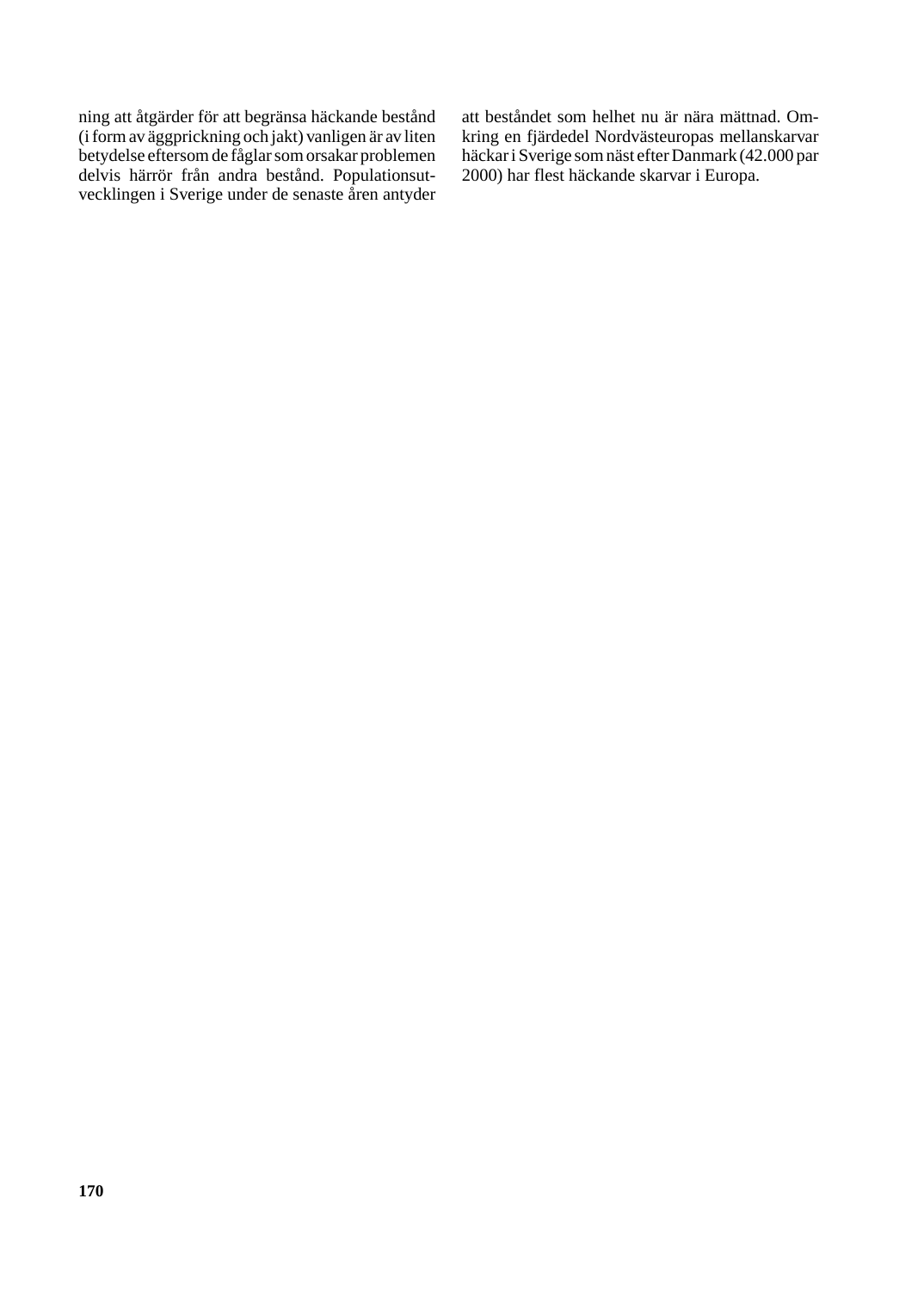ning att åtgärder för att begränsa häckande bestånd (i form av äggprickning och jakt) vanligen är av liten betydelse eftersom de fåglar som orsakar problemen delvis härrör från andra bestånd. Populationsutvecklingen i Sverige under de senaste åren antyder att beståndet som helhet nu är nära mättnad. Omkring en fjärdedel Nordvästeuropas mellanskarvar häckar i Sverige som näst efter Danmark (42.000 par 2000) har flest häckande skarvar i Europa.